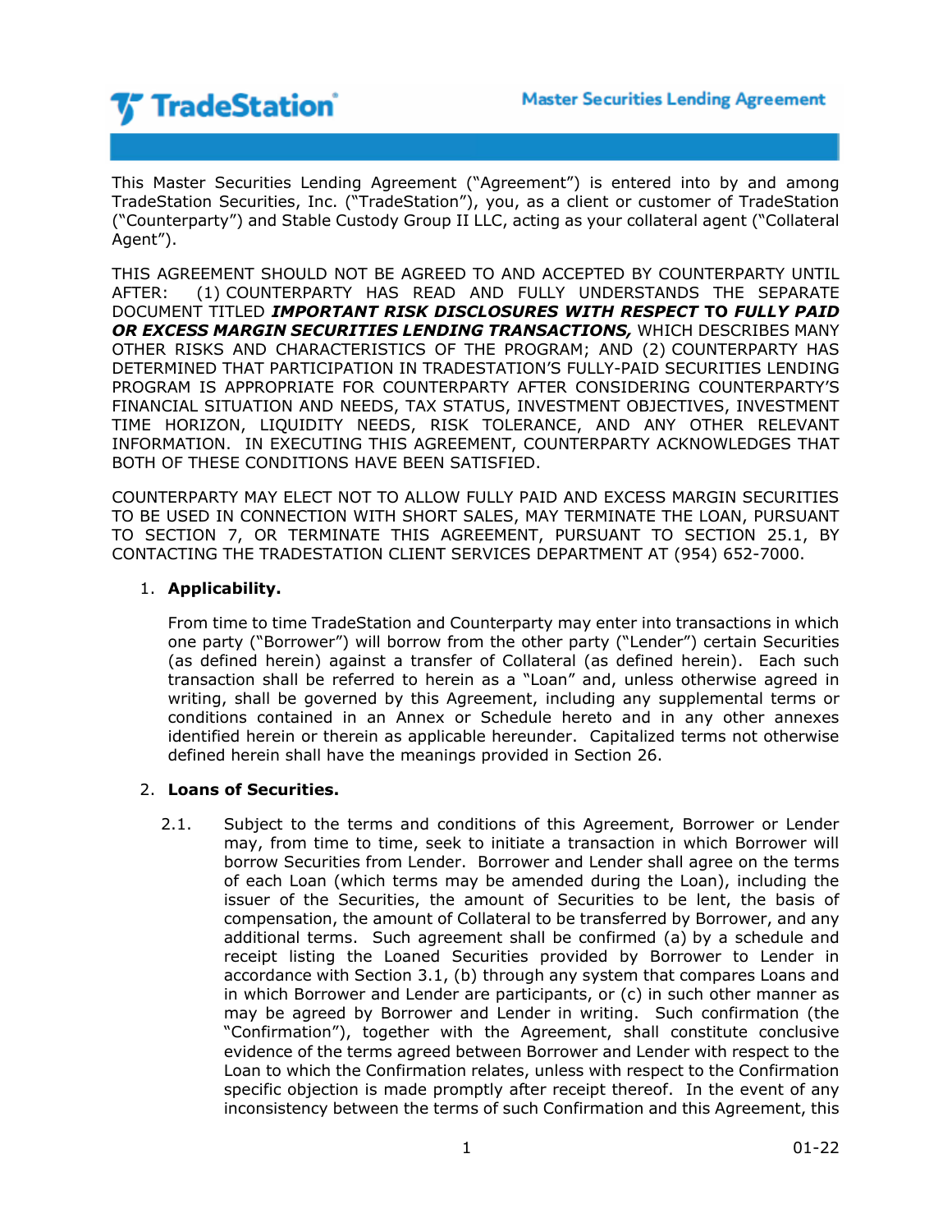**TradeStation** — **Master Securities Lending Agreement**

This Master Securities Lending Agreement ("Agreement") is entered into by and among TradeStation Securities, Inc. ("TradeStation"), you, as a client or customer of TradeStation ("Counterparty") and Stable Custody Group II LLC, acting as your collateral agent ("Collateral Agent").

THIS AGREEMENT SHOULD NOT BE AGREED TO AND ACCEPTED BY COUNTERPARTY UNTIL AFTER: (1) COUNTERPARTY HAS READ AND FULLY UNDERSTANDS THE SEPARATE DOCUMENT TITLED ***IMPORTANT RISK DISCLOSURES WITH RESPECT*** **TO** ***FULLY PAID OR EXCESS MARGIN SECURITIES LENDING TRANSACTIONS,*** WHICH DESCRIBES MANY OTHER RISKS AND CHARACTERISTICS OF THE PROGRAM; AND (2) COUNTERPARTY HAS DETERMINED THAT PARTICIPATION IN TRADESTATION'S FULLY-PAID SECURITIES LENDING PROGRAM IS APPROPRIATE FOR COUNTERPARTY AFTER CONSIDERING COUNTERPARTY'S FINANCIAL SITUATION AND NEEDS, TAX STATUS, INVESTMENT OBJECTIVES, INVESTMENT TIME HORIZON, LIQUIDITY NEEDS, RISK TOLERANCE, AND ANY OTHER RELEVANT INFORMATION. IN EXECUTING THIS AGREEMENT, COUNTERPARTY ACKNOWLEDGES THAT BOTH OF THESE CONDITIONS HAVE BEEN SATISFIED.

COUNTERPARTY MAY ELECT NOT TO ALLOW FULLY PAID AND EXCESS MARGIN SECURITIES TO BE USED IN CONNECTION WITH SHORT SALES, MAY TERMINATE THE LOAN, PURSUANT TO SECTION 7, OR TERMINATE THIS AGREEMENT, PURSUANT TO SECTION 25.1, BY CONTACTING THE TRADESTATION CLIENT SERVICES DEPARTMENT AT (954) 652-7000.

1. **Applicability.**

   From time to time TradeStation and Counterparty may enter into transactions in which one party ("Borrower") will borrow from the other party ("Lender") certain Securities (as defined herein) against a transfer of Collateral (as defined herein). Each such transaction shall be referred to herein as a "Loan" and, unless otherwise agreed in writing, shall be governed by this Agreement, including any supplemental terms or conditions contained in an Annex or Schedule hereto and in any other annexes identified herein or therein as applicable hereunder. Capitalized terms not otherwise defined herein shall have the meanings provided in Section 26.

2. **Loans of Securities.**

   2.1. Subject to the terms and conditions of this Agreement, Borrower or Lender may, from time to time, seek to initiate a transaction in which Borrower will borrow Securities from Lender. Borrower and Lender shall agree on the terms of each Loan (which terms may be amended during the Loan), including the issuer of the Securities, the amount of Securities to be lent, the basis of compensation, the amount of Collateral to be transferred by Borrower, and any additional terms. Such agreement shall be confirmed (a) by a schedule and receipt listing the Loaned Securities provided by Borrower to Lender in accordance with Section 3.1, (b) through any system that compares Loans and in which Borrower and Lender are participants, or (c) in such other manner as may be agreed by Borrower and Lender in writing. Such confirmation (the "Confirmation"), together with the Agreement, shall constitute conclusive evidence of the terms agreed between Borrower and Lender with respect to the Loan to which the Confirmation relates, unless with respect to the Confirmation specific objection is made promptly after receipt thereof. In the event of any inconsistency between the terms of such Confirmation and this Agreement, this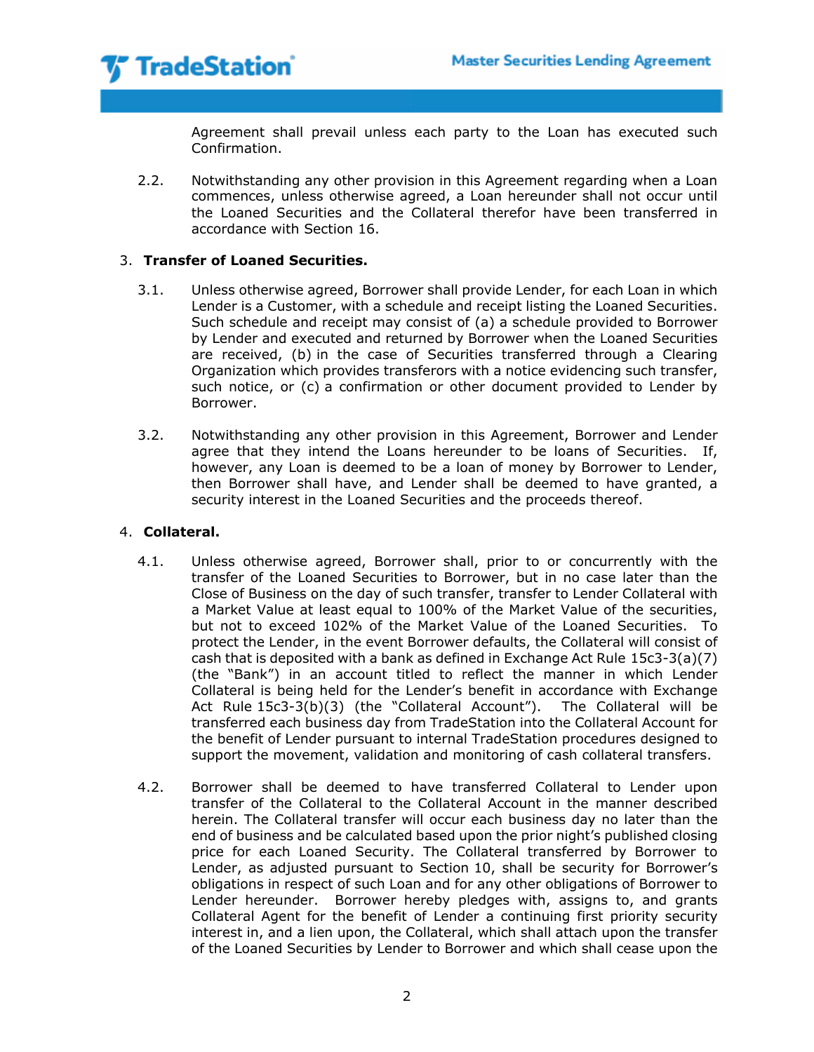Agreement shall prevail unless each party to the Loan has executed such Confirmation.

2.2. Notwithstanding any other provision in this Agreement regarding when a Loan commences, unless otherwise agreed, a Loan hereunder shall not occur until the Loaned Securities and the Collateral therefor have been transferred in accordance with Section 16.

3. **Transfer of Loaned Securities.**

3.1. Unless otherwise agreed, Borrower shall provide Lender, for each Loan in which Lender is a Customer, with a schedule and receipt listing the Loaned Securities. Such schedule and receipt may consist of (a) a schedule provided to Borrower by Lender and executed and returned by Borrower when the Loaned Securities are received, (b) in the case of Securities transferred through a Clearing Organization which provides transferors with a notice evidencing such transfer, such notice, or (c) a confirmation or other document provided to Lender by Borrower.

3.2. Notwithstanding any other provision in this Agreement, Borrower and Lender agree that they intend the Loans hereunder to be loans of Securities. If, however, any Loan is deemed to be a loan of money by Borrower to Lender, then Borrower shall have, and Lender shall be deemed to have granted, a security interest in the Loaned Securities and the proceeds thereof.

4. **Collateral.**

4.1. Unless otherwise agreed, Borrower shall, prior to or concurrently with the transfer of the Loaned Securities to Borrower, but in no case later than the Close of Business on the day of such transfer, transfer to Lender Collateral with a Market Value at least equal to 100% of the Market Value of the securities, but not to exceed 102% of the Market Value of the Loaned Securities. To protect the Lender, in the event Borrower defaults, the Collateral will consist of cash that is deposited with a bank as defined in Exchange Act Rule 15c3-3(a)(7) (the "Bank") in an account titled to reflect the manner in which Lender Collateral is being held for the Lender's benefit in accordance with Exchange Act Rule 15c3-3(b)(3) (the "Collateral Account"). The Collateral will be transferred each business day from TradeStation into the Collateral Account for the benefit of Lender pursuant to internal TradeStation procedures designed to support the movement, validation and monitoring of cash collateral transfers.

4.2. Borrower shall be deemed to have transferred Collateral to Lender upon transfer of the Collateral to the Collateral Account in the manner described herein. The Collateral transfer will occur each business day no later than the end of business and be calculated based upon the prior night's published closing price for each Loaned Security. The Collateral transferred by Borrower to Lender, as adjusted pursuant to Section 10, shall be security for Borrower's obligations in respect of such Loan and for any other obligations of Borrower to Lender hereunder. Borrower hereby pledges with, assigns to, and grants Collateral Agent for the benefit of Lender a continuing first priority security interest in, and a lien upon, the Collateral, which shall attach upon the transfer of the Loaned Securities by Lender to Borrower and which shall cease upon the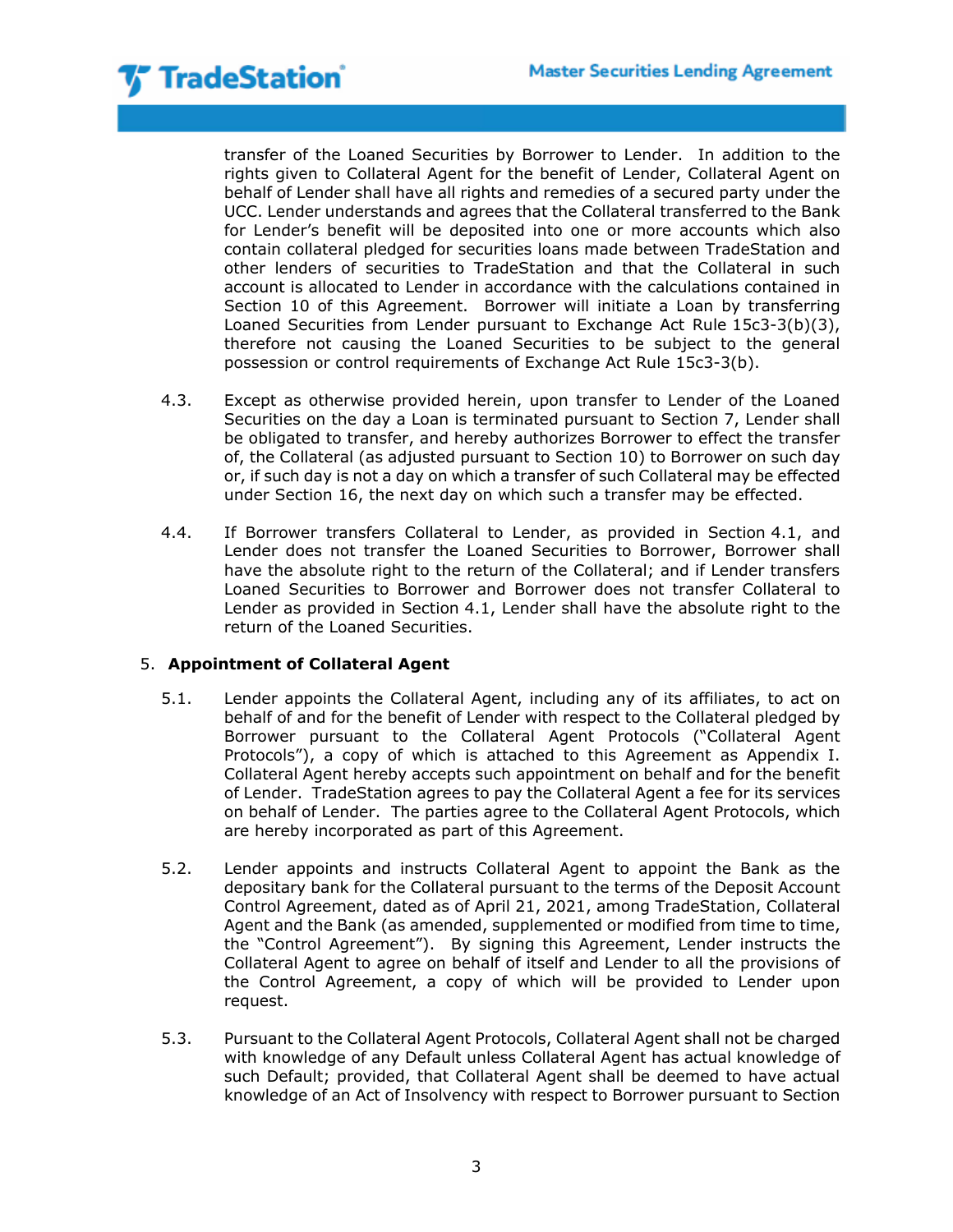transfer of the Loaned Securities by Borrower to Lender. In addition to the rights given to Collateral Agent for the benefit of Lender, Collateral Agent on behalf of Lender shall have all rights and remedies of a secured party under the UCC. Lender understands and agrees that the Collateral transferred to the Bank for Lender's benefit will be deposited into one or more accounts which also contain collateral pledged for securities loans made between TradeStation and other lenders of securities to TradeStation and that the Collateral in such account is allocated to Lender in accordance with the calculations contained in Section 10 of this Agreement. Borrower will initiate a Loan by transferring Loaned Securities from Lender pursuant to Exchange Act Rule 15c3-3(b)(3), therefore not causing the Loaned Securities to be subject to the general possession or control requirements of Exchange Act Rule 15c3-3(b).

4.3. Except as otherwise provided herein, upon transfer to Lender of the Loaned Securities on the day a Loan is terminated pursuant to Section 7, Lender shall be obligated to transfer, and hereby authorizes Borrower to effect the transfer of, the Collateral (as adjusted pursuant to Section 10) to Borrower on such day or, if such day is not a day on which a transfer of such Collateral may be effected under Section 16, the next day on which such a transfer may be effected.

4.4. If Borrower transfers Collateral to Lender, as provided in Section 4.1, and Lender does not transfer the Loaned Securities to Borrower, Borrower shall have the absolute right to the return of the Collateral; and if Lender transfers Loaned Securities to Borrower and Borrower does not transfer Collateral to Lender as provided in Section 4.1, Lender shall have the absolute right to the return of the Loaned Securities.

## 5. Appointment of Collateral Agent

5.1. Lender appoints the Collateral Agent, including any of its affiliates, to act on behalf of and for the benefit of Lender with respect to the Collateral pledged by Borrower pursuant to the Collateral Agent Protocols ("Collateral Agent Protocols"), a copy of which is attached to this Agreement as Appendix I. Collateral Agent hereby accepts such appointment on behalf and for the benefit of Lender. TradeStation agrees to pay the Collateral Agent a fee for its services on behalf of Lender. The parties agree to the Collateral Agent Protocols, which are hereby incorporated as part of this Agreement.

5.2. Lender appoints and instructs Collateral Agent to appoint the Bank as the depositary bank for the Collateral pursuant to the terms of the Deposit Account Control Agreement, dated as of April 21, 2021, among TradeStation, Collateral Agent and the Bank (as amended, supplemented or modified from time to time, the "Control Agreement"). By signing this Agreement, Lender instructs the Collateral Agent to agree on behalf of itself and Lender to all the provisions of the Control Agreement, a copy of which will be provided to Lender upon request.

5.3. Pursuant to the Collateral Agent Protocols, Collateral Agent shall not be charged with knowledge of any Default unless Collateral Agent has actual knowledge of such Default; provided, that Collateral Agent shall be deemed to have actual knowledge of an Act of Insolvency with respect to Borrower pursuant to Section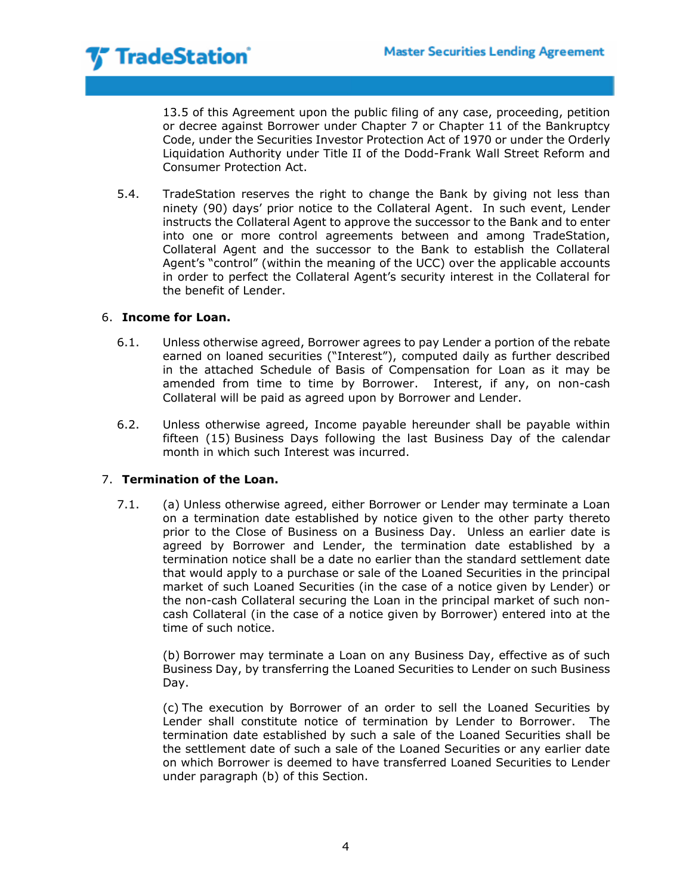13.5 of this Agreement upon the public filing of any case, proceeding, petition or decree against Borrower under Chapter 7 or Chapter 11 of the Bankruptcy Code, under the Securities Investor Protection Act of 1970 or under the Orderly Liquidation Authority under Title II of the Dodd-Frank Wall Street Reform and Consumer Protection Act.

5.4. TradeStation reserves the right to change the Bank by giving not less than ninety (90) days' prior notice to the Collateral Agent. In such event, Lender instructs the Collateral Agent to approve the successor to the Bank and to enter into one or more control agreements between and among TradeStation, Collateral Agent and the successor to the Bank to establish the Collateral Agent's "control" (within the meaning of the UCC) over the applicable accounts in order to perfect the Collateral Agent's security interest in the Collateral for the benefit of Lender.

6. **Income for Loan.**

6.1. Unless otherwise agreed, Borrower agrees to pay Lender a portion of the rebate earned on loaned securities ("Interest"), computed daily as further described in the attached Schedule of Basis of Compensation for Loan as it may be amended from time to time by Borrower. Interest, if any, on non-cash Collateral will be paid as agreed upon by Borrower and Lender.

6.2. Unless otherwise agreed, Income payable hereunder shall be payable within fifteen (15) Business Days following the last Business Day of the calendar month in which such Interest was incurred.

7. **Termination of the Loan.**

7.1. (a) Unless otherwise agreed, either Borrower or Lender may terminate a Loan on a termination date established by notice given to the other party thereto prior to the Close of Business on a Business Day. Unless an earlier date is agreed by Borrower and Lender, the termination date established by a termination notice shall be a date no earlier than the standard settlement date that would apply to a purchase or sale of the Loaned Securities in the principal market of such Loaned Securities (in the case of a notice given by Lender) or the non-cash Collateral securing the Loan in the principal market of such non-cash Collateral (in the case of a notice given by Borrower) entered into at the time of such notice.

(b) Borrower may terminate a Loan on any Business Day, effective as of such Business Day, by transferring the Loaned Securities to Lender on such Business Day.

(c) The execution by Borrower of an order to sell the Loaned Securities by Lender shall constitute notice of termination by Lender to Borrower. The termination date established by such a sale of the Loaned Securities shall be the settlement date of such a sale of the Loaned Securities or any earlier date on which Borrower is deemed to have transferred Loaned Securities to Lender under paragraph (b) of this Section.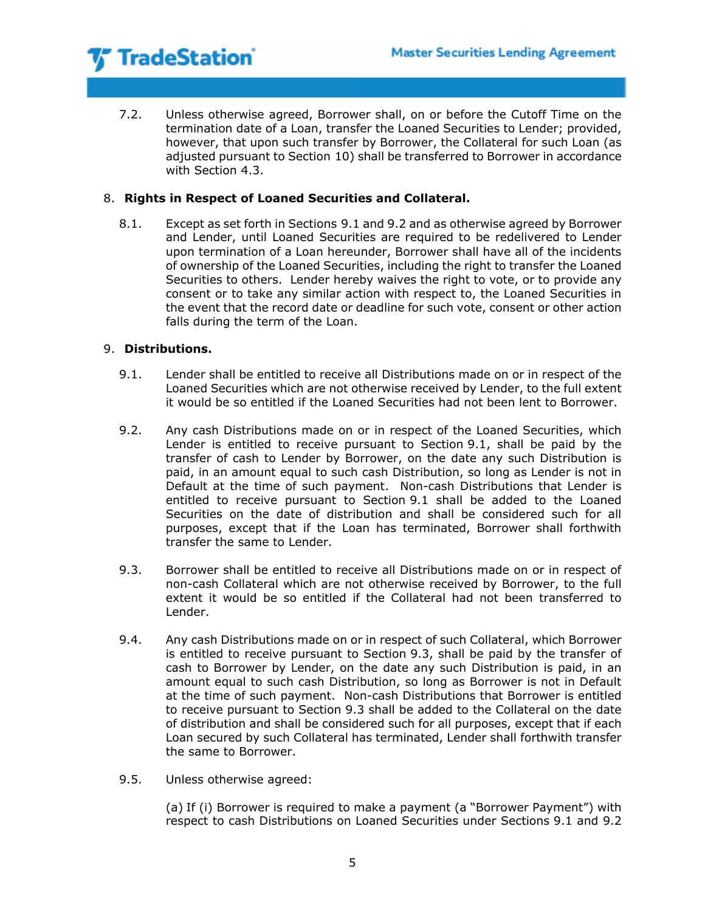7.2. Unless otherwise agreed, Borrower shall, on or before the Cutoff Time on the termination date of a Loan, transfer the Loaned Securities to Lender; provided, however, that upon such transfer by Borrower, the Collateral for such Loan (as adjusted pursuant to Section 10) shall be transferred to Borrower in accordance with Section 4.3.

8. **Rights in Respect of Loaned Securities and Collateral.**

8.1. Except as set forth in Sections 9.1 and 9.2 and as otherwise agreed by Borrower and Lender, until Loaned Securities are required to be redelivered to Lender upon termination of a Loan hereunder, Borrower shall have all of the incidents of ownership of the Loaned Securities, including the right to transfer the Loaned Securities to others. Lender hereby waives the right to vote, or to provide any consent or to take any similar action with respect to, the Loaned Securities in the event that the record date or deadline for such vote, consent or other action falls during the term of the Loan.

9. **Distributions.**

9.1. Lender shall be entitled to receive all Distributions made on or in respect of the Loaned Securities which are not otherwise received by Lender, to the full extent it would be so entitled if the Loaned Securities had not been lent to Borrower.

9.2. Any cash Distributions made on or in respect of the Loaned Securities, which Lender is entitled to receive pursuant to Section 9.1, shall be paid by the transfer of cash to Lender by Borrower, on the date any such Distribution is paid, in an amount equal to such cash Distribution, so long as Lender is not in Default at the time of such payment. Non-cash Distributions that Lender is entitled to receive pursuant to Section 9.1 shall be added to the Loaned Securities on the date of distribution and shall be considered such for all purposes, except that if the Loan has terminated, Borrower shall forthwith transfer the same to Lender.

9.3. Borrower shall be entitled to receive all Distributions made on or in respect of non-cash Collateral which are not otherwise received by Borrower, to the full extent it would be so entitled if the Collateral had not been transferred to Lender.

9.4. Any cash Distributions made on or in respect of such Collateral, which Borrower is entitled to receive pursuant to Section 9.3, shall be paid by the transfer of cash to Borrower by Lender, on the date any such Distribution is paid, in an amount equal to such cash Distribution, so long as Borrower is not in Default at the time of such payment. Non-cash Distributions that Borrower is entitled to receive pursuant to Section 9.3 shall be added to the Collateral on the date of distribution and shall be considered such for all purposes, except that if each Loan secured by such Collateral has terminated, Lender shall forthwith transfer the same to Borrower.

9.5. Unless otherwise agreed:

(a) If (i) Borrower is required to make a payment (a "Borrower Payment") with respect to cash Distributions on Loaned Securities under Sections 9.1 and 9.2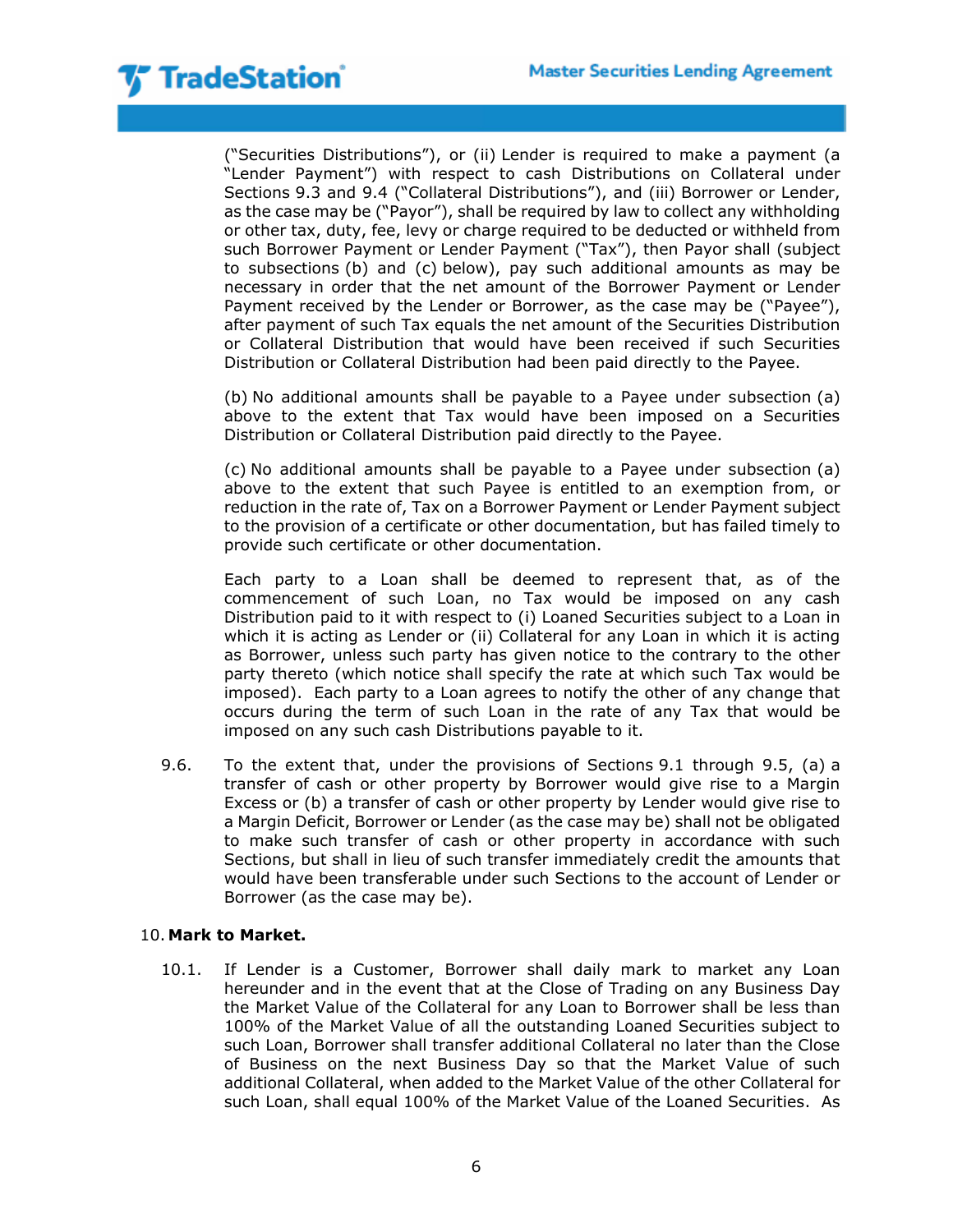("Securities Distributions"), or (ii) Lender is required to make a payment (a "Lender Payment") with respect to cash Distributions on Collateral under Sections 9.3 and 9.4 ("Collateral Distributions"), and (iii) Borrower or Lender, as the case may be ("Payor"), shall be required by law to collect any withholding or other tax, duty, fee, levy or charge required to be deducted or withheld from such Borrower Payment or Lender Payment ("Tax"), then Payor shall (subject to subsections (b) and (c) below), pay such additional amounts as may be necessary in order that the net amount of the Borrower Payment or Lender Payment received by the Lender or Borrower, as the case may be ("Payee"), after payment of such Tax equals the net amount of the Securities Distribution or Collateral Distribution that would have been received if such Securities Distribution or Collateral Distribution had been paid directly to the Payee.

(b) No additional amounts shall be payable to a Payee under subsection (a) above to the extent that Tax would have been imposed on a Securities Distribution or Collateral Distribution paid directly to the Payee.

(c) No additional amounts shall be payable to a Payee under subsection (a) above to the extent that such Payee is entitled to an exemption from, or reduction in the rate of, Tax on a Borrower Payment or Lender Payment subject to the provision of a certificate or other documentation, but has failed timely to provide such certificate or other documentation.

Each party to a Loan shall be deemed to represent that, as of the commencement of such Loan, no Tax would be imposed on any cash Distribution paid to it with respect to (i) Loaned Securities subject to a Loan in which it is acting as Lender or (ii) Collateral for any Loan in which it is acting as Borrower, unless such party has given notice to the contrary to the other party thereto (which notice shall specify the rate at which such Tax would be imposed). Each party to a Loan agrees to notify the other of any change that occurs during the term of such Loan in the rate of any Tax that would be imposed on any such cash Distributions payable to it.

9.6. To the extent that, under the provisions of Sections 9.1 through 9.5, (a) a transfer of cash or other property by Borrower would give rise to a Margin Excess or (b) a transfer of cash or other property by Lender would give rise to a Margin Deficit, Borrower or Lender (as the case may be) shall not be obligated to make such transfer of cash or other property in accordance with such Sections, but shall in lieu of such transfer immediately credit the amounts that would have been transferable under such Sections to the account of Lender or Borrower (as the case may be).

## 10. Mark to Market.

10.1. If Lender is a Customer, Borrower shall daily mark to market any Loan hereunder and in the event that at the Close of Trading on any Business Day the Market Value of the Collateral for any Loan to Borrower shall be less than 100% of the Market Value of all the outstanding Loaned Securities subject to such Loan, Borrower shall transfer additional Collateral no later than the Close of Business on the next Business Day so that the Market Value of such additional Collateral, when added to the Market Value of the other Collateral for such Loan, shall equal 100% of the Market Value of the Loaned Securities. As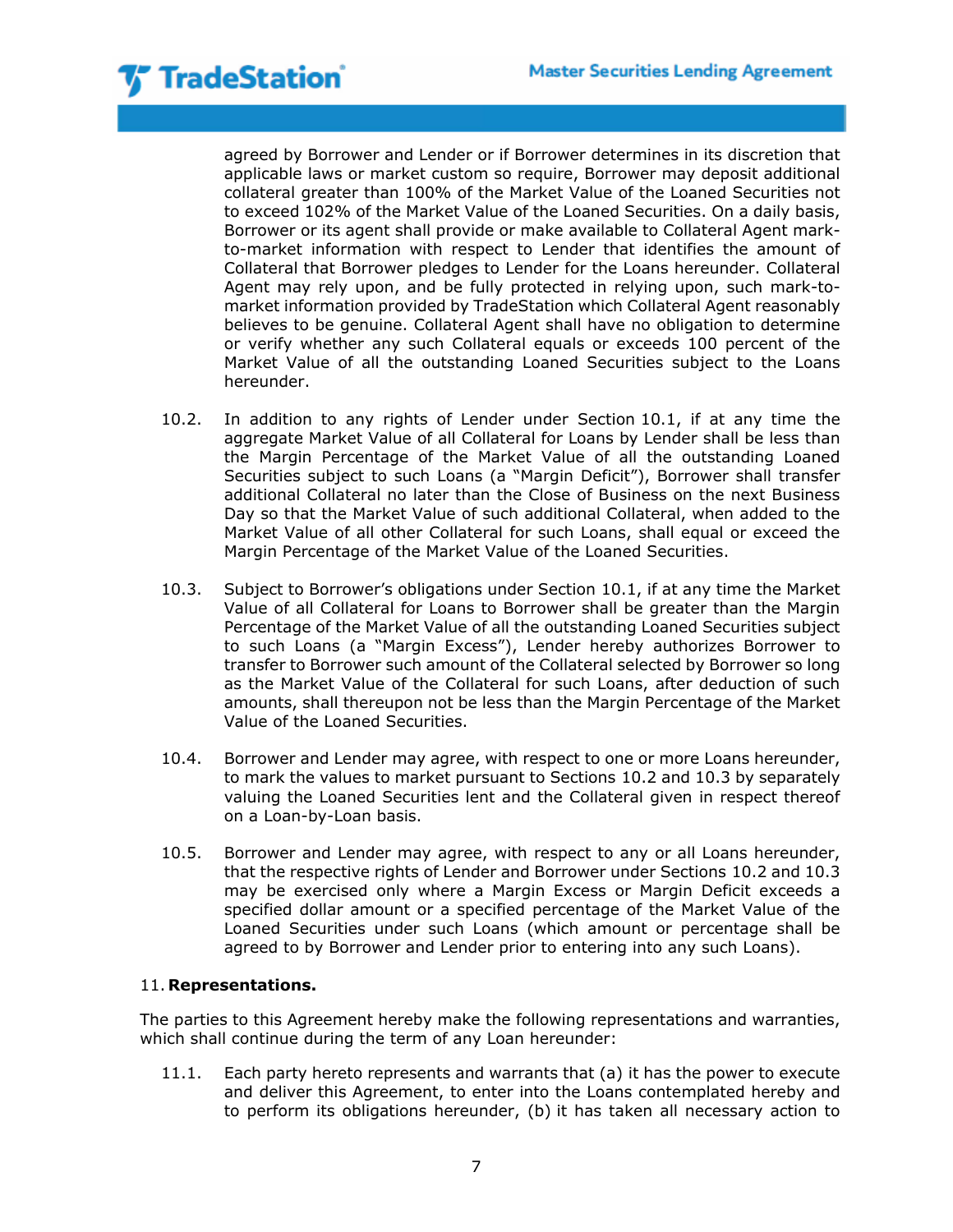agreed by Borrower and Lender or if Borrower determines in its discretion that applicable laws or market custom so require, Borrower may deposit additional collateral greater than 100% of the Market Value of the Loaned Securities not to exceed 102% of the Market Value of the Loaned Securities. On a daily basis, Borrower or its agent shall provide or make available to Collateral Agent mark-to-market information with respect to Lender that identifies the amount of Collateral that Borrower pledges to Lender for the Loans hereunder. Collateral Agent may rely upon, and be fully protected in relying upon, such mark-to-market information provided by TradeStation which Collateral Agent reasonably believes to be genuine. Collateral Agent shall have no obligation to determine or verify whether any such Collateral equals or exceeds 100 percent of the Market Value of all the outstanding Loaned Securities subject to the Loans hereunder.

10.2. In addition to any rights of Lender under Section 10.1, if at any time the aggregate Market Value of all Collateral for Loans by Lender shall be less than the Margin Percentage of the Market Value of all the outstanding Loaned Securities subject to such Loans (a "Margin Deficit"), Borrower shall transfer additional Collateral no later than the Close of Business on the next Business Day so that the Market Value of such additional Collateral, when added to the Market Value of all other Collateral for such Loans, shall equal or exceed the Margin Percentage of the Market Value of the Loaned Securities.

10.3. Subject to Borrower's obligations under Section 10.1, if at any time the Market Value of all Collateral for Loans to Borrower shall be greater than the Margin Percentage of the Market Value of all the outstanding Loaned Securities subject to such Loans (a "Margin Excess"), Lender hereby authorizes Borrower to transfer to Borrower such amount of the Collateral selected by Borrower so long as the Market Value of the Collateral for such Loans, after deduction of such amounts, shall thereupon not be less than the Margin Percentage of the Market Value of the Loaned Securities.

10.4. Borrower and Lender may agree, with respect to one or more Loans hereunder, to mark the values to market pursuant to Sections 10.2 and 10.3 by separately valuing the Loaned Securities lent and the Collateral given in respect thereof on a Loan-by-Loan basis.

10.5. Borrower and Lender may agree, with respect to any or all Loans hereunder, that the respective rights of Lender and Borrower under Sections 10.2 and 10.3 may be exercised only where a Margin Excess or Margin Deficit exceeds a specified dollar amount or a specified percentage of the Market Value of the Loaned Securities under such Loans (which amount or percentage shall be agreed to by Borrower and Lender prior to entering into any such Loans).

## 11. **Representations.**

The parties to this Agreement hereby make the following representations and warranties, which shall continue during the term of any Loan hereunder:

11.1. Each party hereto represents and warrants that (a) it has the power to execute and deliver this Agreement, to enter into the Loans contemplated hereby and to perform its obligations hereunder, (b) it has taken all necessary action to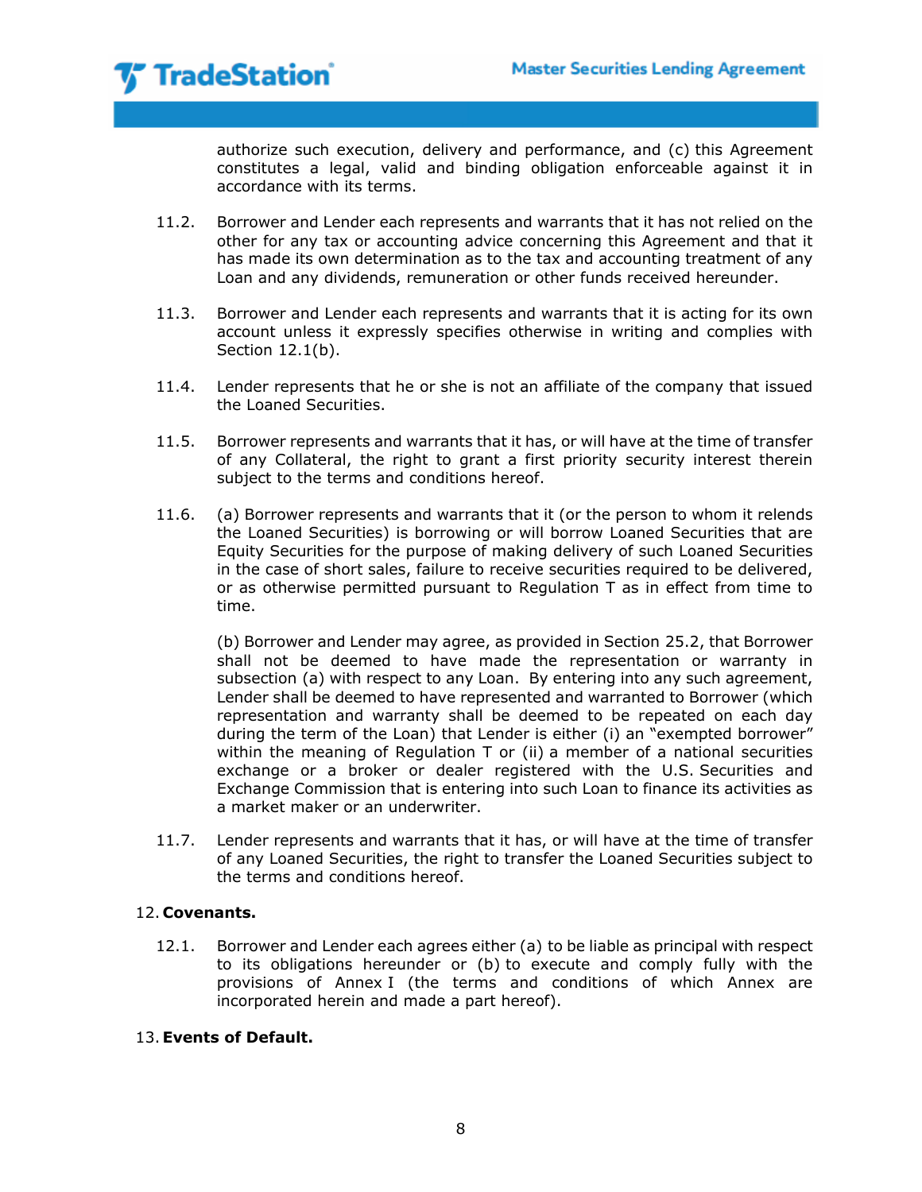authorize such execution, delivery and performance, and (c) this Agreement constitutes a legal, valid and binding obligation enforceable against it in accordance with its terms.

11.2. Borrower and Lender each represents and warrants that it has not relied on the other for any tax or accounting advice concerning this Agreement and that it has made its own determination as to the tax and accounting treatment of any Loan and any dividends, remuneration or other funds received hereunder.

11.3. Borrower and Lender each represents and warrants that it is acting for its own account unless it expressly specifies otherwise in writing and complies with Section 12.1(b).

11.4. Lender represents that he or she is not an affiliate of the company that issued the Loaned Securities.

11.5. Borrower represents and warrants that it has, or will have at the time of transfer of any Collateral, the right to grant a first priority security interest therein subject to the terms and conditions hereof.

11.6. (a) Borrower represents and warrants that it (or the person to whom it relends the Loaned Securities) is borrowing or will borrow Loaned Securities that are Equity Securities for the purpose of making delivery of such Loaned Securities in the case of short sales, failure to receive securities required to be delivered, or as otherwise permitted pursuant to Regulation T as in effect from time to time.

(b) Borrower and Lender may agree, as provided in Section 25.2, that Borrower shall not be deemed to have made the representation or warranty in subsection (a) with respect to any Loan. By entering into any such agreement, Lender shall be deemed to have represented and warranted to Borrower (which representation and warranty shall be deemed to be repeated on each day during the term of the Loan) that Lender is either (i) an "exempted borrower" within the meaning of Regulation T or (ii) a member of a national securities exchange or a broker or dealer registered with the U.S. Securities and Exchange Commission that is entering into such Loan to finance its activities as a market maker or an underwriter.

11.7. Lender represents and warrants that it has, or will have at the time of transfer of any Loaned Securities, the right to transfer the Loaned Securities subject to the terms and conditions hereof.

## 12. Covenants.

12.1. Borrower and Lender each agrees either (a) to be liable as principal with respect to its obligations hereunder or (b) to execute and comply fully with the provisions of Annex I (the terms and conditions of which Annex are incorporated herein and made a part hereof).

## 13. Events of Default.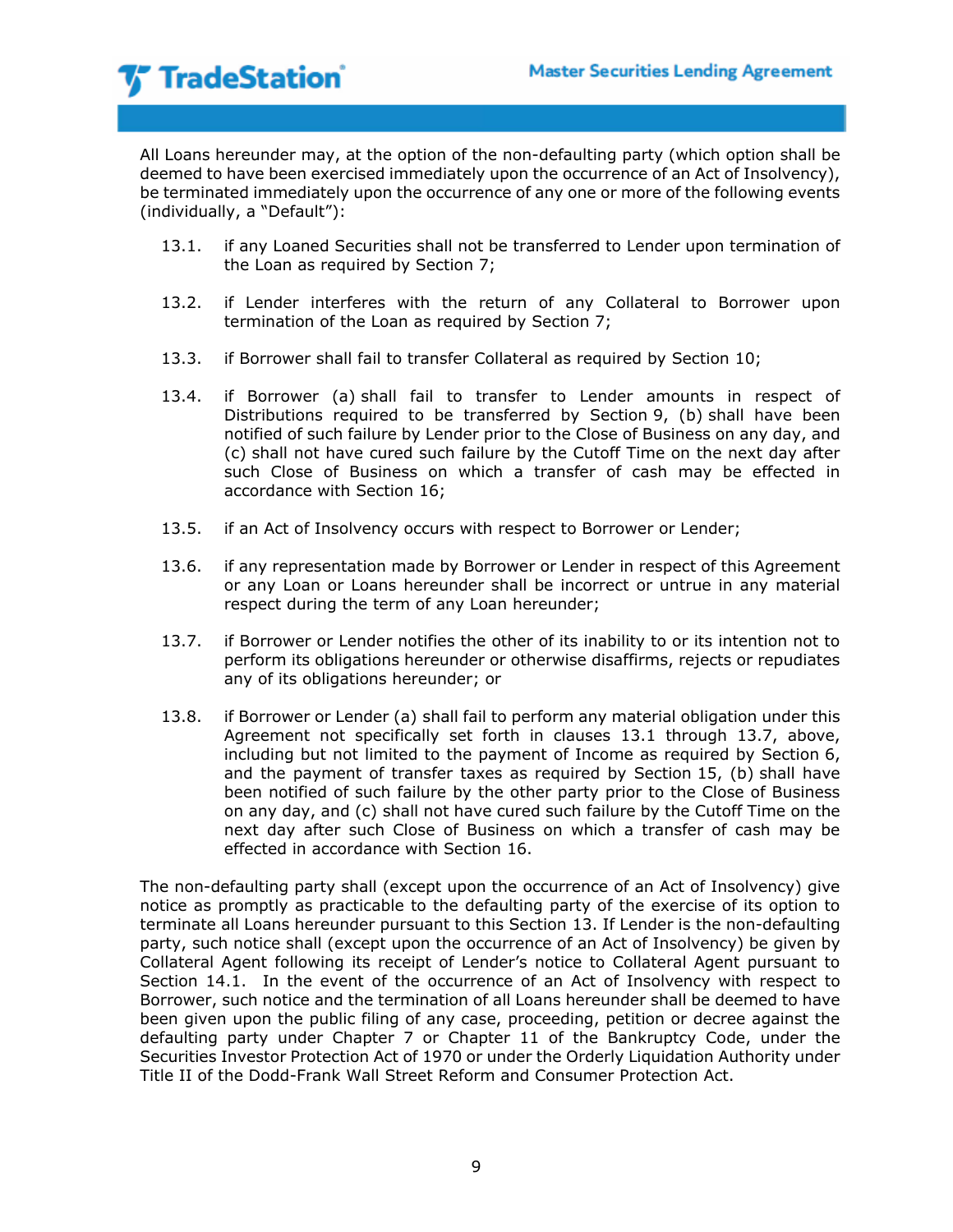All Loans hereunder may, at the option of the non-defaulting party (which option shall be deemed to have been exercised immediately upon the occurrence of an Act of Insolvency), be terminated immediately upon the occurrence of any one or more of the following events (individually, a "Default"):

13.1. if any Loaned Securities shall not be transferred to Lender upon termination of the Loan as required by Section 7;

13.2. if Lender interferes with the return of any Collateral to Borrower upon termination of the Loan as required by Section 7;

13.3. if Borrower shall fail to transfer Collateral as required by Section 10;

13.4. if Borrower (a) shall fail to transfer to Lender amounts in respect of Distributions required to be transferred by Section 9, (b) shall have been notified of such failure by Lender prior to the Close of Business on any day, and (c) shall not have cured such failure by the Cutoff Time on the next day after such Close of Business on which a transfer of cash may be effected in accordance with Section 16;

13.5. if an Act of Insolvency occurs with respect to Borrower or Lender;

13.6. if any representation made by Borrower or Lender in respect of this Agreement or any Loan or Loans hereunder shall be incorrect or untrue in any material respect during the term of any Loan hereunder;

13.7. if Borrower or Lender notifies the other of its inability to or its intention not to perform its obligations hereunder or otherwise disaffirms, rejects or repudiates any of its obligations hereunder; or

13.8. if Borrower or Lender (a) shall fail to perform any material obligation under this Agreement not specifically set forth in clauses 13.1 through 13.7, above, including but not limited to the payment of Income as required by Section 6, and the payment of transfer taxes as required by Section 15, (b) shall have been notified of such failure by the other party prior to the Close of Business on any day, and (c) shall not have cured such failure by the Cutoff Time on the next day after such Close of Business on which a transfer of cash may be effected in accordance with Section 16.

The non-defaulting party shall (except upon the occurrence of an Act of Insolvency) give notice as promptly as practicable to the defaulting party of the exercise of its option to terminate all Loans hereunder pursuant to this Section 13. If Lender is the non-defaulting party, such notice shall (except upon the occurrence of an Act of Insolvency) be given by Collateral Agent following its receipt of Lender's notice to Collateral Agent pursuant to Section 14.1. In the event of the occurrence of an Act of Insolvency with respect to Borrower, such notice and the termination of all Loans hereunder shall be deemed to have been given upon the public filing of any case, proceeding, petition or decree against the defaulting party under Chapter 7 or Chapter 11 of the Bankruptcy Code, under the Securities Investor Protection Act of 1970 or under the Orderly Liquidation Authority under Title II of the Dodd-Frank Wall Street Reform and Consumer Protection Act.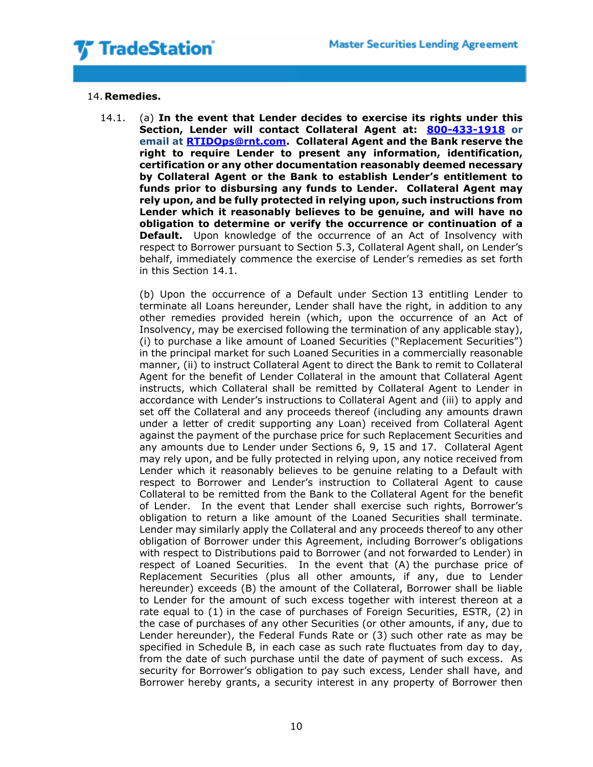## 14. **Remedies.**

14.1. (a) **In the event that Lender decides to exercise its rights under this Section, Lender will contact Collateral Agent at: 800-433-1918 or email at RTIDOps@rnt.com. Collateral Agent and the Bank reserve the right to require Lender to present any information, identification, certification or any other documentation reasonably deemed necessary by Collateral Agent or the Bank to establish Lender's entitlement to funds prior to disbursing any funds to Lender. Collateral Agent may rely upon, and be fully protected in relying upon, such instructions from Lender which it reasonably believes to be genuine, and will have no obligation to determine or verify the occurrence or continuation of a Default.** Upon knowledge of the occurrence of an Act of Insolvency with respect to Borrower pursuant to Section 5.3, Collateral Agent shall, on Lender's behalf, immediately commence the exercise of Lender's remedies as set forth in this Section 14.1.

(b) Upon the occurrence of a Default under Section 13 entitling Lender to terminate all Loans hereunder, Lender shall have the right, in addition to any other remedies provided herein (which, upon the occurrence of an Act of Insolvency, may be exercised following the termination of any applicable stay), (i) to purchase a like amount of Loaned Securities ("Replacement Securities") in the principal market for such Loaned Securities in a commercially reasonable manner, (ii) to instruct Collateral Agent to direct the Bank to remit to Collateral Agent for the benefit of Lender Collateral in the amount that Collateral Agent instructs, which Collateral shall be remitted by Collateral Agent to Lender in accordance with Lender's instructions to Collateral Agent and (iii) to apply and set off the Collateral and any proceeds thereof (including any amounts drawn under a letter of credit supporting any Loan) received from Collateral Agent against the payment of the purchase price for such Replacement Securities and any amounts due to Lender under Sections 6, 9, 15 and 17. Collateral Agent may rely upon, and be fully protected in relying upon, any notice received from Lender which it reasonably believes to be genuine relating to a Default with respect to Borrower and Lender's instruction to Collateral Agent to cause Collateral to be remitted from the Bank to the Collateral Agent for the benefit of Lender. In the event that Lender shall exercise such rights, Borrower's obligation to return a like amount of the Loaned Securities shall terminate. Lender may similarly apply the Collateral and any proceeds thereof to any other obligation of Borrower under this Agreement, including Borrower's obligations with respect to Distributions paid to Borrower (and not forwarded to Lender) in respect of Loaned Securities. In the event that (A) the purchase price of Replacement Securities (plus all other amounts, if any, due to Lender hereunder) exceeds (B) the amount of the Collateral, Borrower shall be liable to Lender for the amount of such excess together with interest thereon at a rate equal to (1) in the case of purchases of Foreign Securities, ESTR, (2) in the case of purchases of any other Securities (or other amounts, if any, due to Lender hereunder), the Federal Funds Rate or (3) such other rate as may be specified in Schedule B, in each case as such rate fluctuates from day to day, from the date of such purchase until the date of payment of such excess. As security for Borrower's obligation to pay such excess, Lender shall have, and Borrower hereby grants, a security interest in any property of Borrower then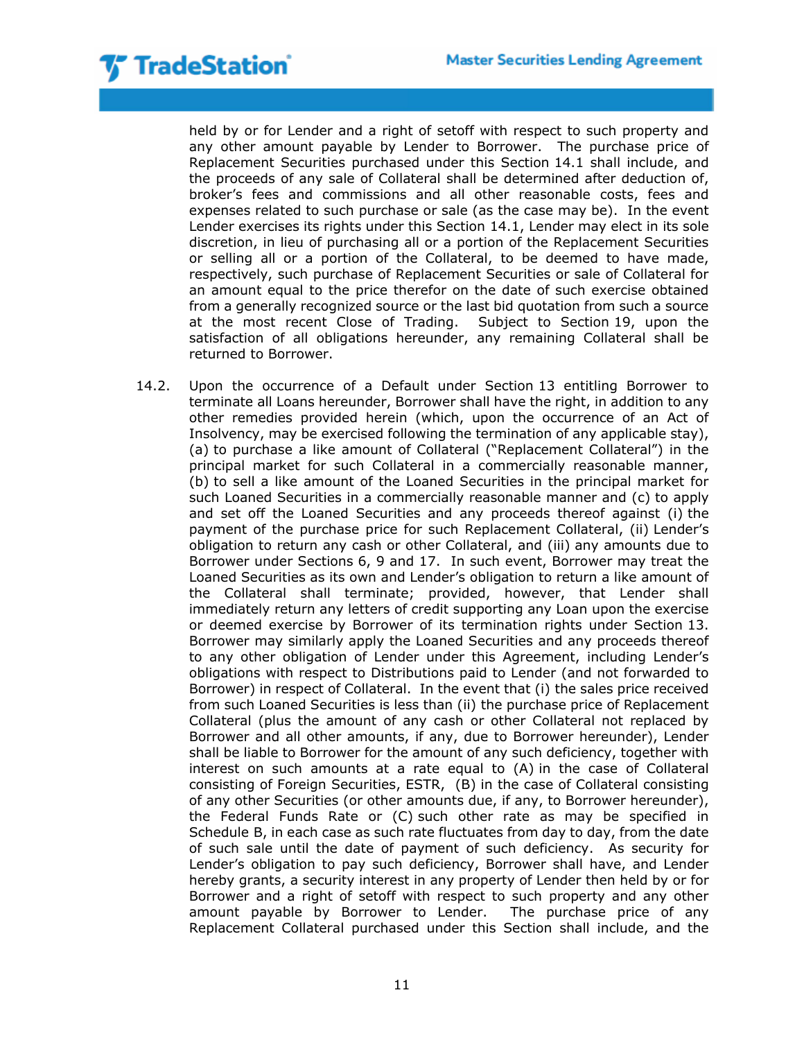held by or for Lender and a right of setoff with respect to such property and any other amount payable by Lender to Borrower. The purchase price of Replacement Securities purchased under this Section 14.1 shall include, and the proceeds of any sale of Collateral shall be determined after deduction of, broker's fees and commissions and all other reasonable costs, fees and expenses related to such purchase or sale (as the case may be). In the event Lender exercises its rights under this Section 14.1, Lender may elect in its sole discretion, in lieu of purchasing all or a portion of the Replacement Securities or selling all or a portion of the Collateral, to be deemed to have made, respectively, such purchase of Replacement Securities or sale of Collateral for an amount equal to the price therefor on the date of such exercise obtained from a generally recognized source or the last bid quotation from such a source at the most recent Close of Trading. Subject to Section 19, upon the satisfaction of all obligations hereunder, any remaining Collateral shall be returned to Borrower.

14.2. Upon the occurrence of a Default under Section 13 entitling Borrower to terminate all Loans hereunder, Borrower shall have the right, in addition to any other remedies provided herein (which, upon the occurrence of an Act of Insolvency, may be exercised following the termination of any applicable stay), (a) to purchase a like amount of Collateral ("Replacement Collateral") in the principal market for such Collateral in a commercially reasonable manner, (b) to sell a like amount of the Loaned Securities in the principal market for such Loaned Securities in a commercially reasonable manner and (c) to apply and set off the Loaned Securities and any proceeds thereof against (i) the payment of the purchase price for such Replacement Collateral, (ii) Lender's obligation to return any cash or other Collateral, and (iii) any amounts due to Borrower under Sections 6, 9 and 17. In such event, Borrower may treat the Loaned Securities as its own and Lender's obligation to return a like amount of the Collateral shall terminate; provided, however, that Lender shall immediately return any letters of credit supporting any Loan upon the exercise or deemed exercise by Borrower of its termination rights under Section 13. Borrower may similarly apply the Loaned Securities and any proceeds thereof to any other obligation of Lender under this Agreement, including Lender's obligations with respect to Distributions paid to Lender (and not forwarded to Borrower) in respect of Collateral. In the event that (i) the sales price received from such Loaned Securities is less than (ii) the purchase price of Replacement Collateral (plus the amount of any cash or other Collateral not replaced by Borrower and all other amounts, if any, due to Borrower hereunder), Lender shall be liable to Borrower for the amount of any such deficiency, together with interest on such amounts at a rate equal to (A) in the case of Collateral consisting of Foreign Securities, ESTR, (B) in the case of Collateral consisting of any other Securities (or other amounts due, if any, to Borrower hereunder), the Federal Funds Rate or (C) such other rate as may be specified in Schedule B, in each case as such rate fluctuates from day to day, from the date of such sale until the date of payment of such deficiency. As security for Lender's obligation to pay such deficiency, Borrower shall have, and Lender hereby grants, a security interest in any property of Lender then held by or for Borrower and a right of setoff with respect to such property and any other amount payable by Borrower to Lender. The purchase price of any Replacement Collateral purchased under this Section shall include, and the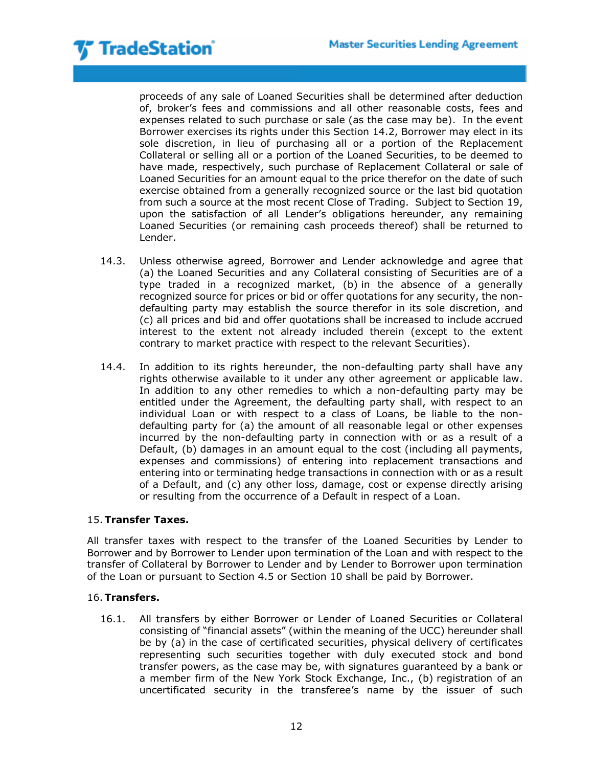proceeds of any sale of Loaned Securities shall be determined after deduction of, broker's fees and commissions and all other reasonable costs, fees and expenses related to such purchase or sale (as the case may be). In the event Borrower exercises its rights under this Section 14.2, Borrower may elect in its sole discretion, in lieu of purchasing all or a portion of the Replacement Collateral or selling all or a portion of the Loaned Securities, to be deemed to have made, respectively, such purchase of Replacement Collateral or sale of Loaned Securities for an amount equal to the price therefor on the date of such exercise obtained from a generally recognized source or the last bid quotation from such a source at the most recent Close of Trading. Subject to Section 19, upon the satisfaction of all Lender's obligations hereunder, any remaining Loaned Securities (or remaining cash proceeds thereof) shall be returned to Lender.

14.3. Unless otherwise agreed, Borrower and Lender acknowledge and agree that (a) the Loaned Securities and any Collateral consisting of Securities are of a type traded in a recognized market, (b) in the absence of a generally recognized source for prices or bid or offer quotations for any security, the non-defaulting party may establish the source therefor in its sole discretion, and (c) all prices and bid and offer quotations shall be increased to include accrued interest to the extent not already included therein (except to the extent contrary to market practice with respect to the relevant Securities).

14.4. In addition to its rights hereunder, the non-defaulting party shall have any rights otherwise available to it under any other agreement or applicable law. In addition to any other remedies to which a non-defaulting party may be entitled under the Agreement, the defaulting party shall, with respect to an individual Loan or with respect to a class of Loans, be liable to the non-defaulting party for (a) the amount of all reasonable legal or other expenses incurred by the non-defaulting party in connection with or as a result of a Default, (b) damages in an amount equal to the cost (including all payments, expenses and commissions) of entering into replacement transactions and entering into or terminating hedge transactions in connection with or as a result of a Default, and (c) any other loss, damage, cost or expense directly arising or resulting from the occurrence of a Default in respect of a Loan.

## 15. Transfer Taxes.

All transfer taxes with respect to the transfer of the Loaned Securities by Lender to Borrower and by Borrower to Lender upon termination of the Loan and with respect to the transfer of Collateral by Borrower to Lender and by Lender to Borrower upon termination of the Loan or pursuant to Section 4.5 or Section 10 shall be paid by Borrower.

## 16. Transfers.

16.1. All transfers by either Borrower or Lender of Loaned Securities or Collateral consisting of "financial assets" (within the meaning of the UCC) hereunder shall be by (a) in the case of certificated securities, physical delivery of certificates representing such securities together with duly executed stock and bond transfer powers, as the case may be, with signatures guaranteed by a bank or a member firm of the New York Stock Exchange, Inc., (b) registration of an uncertificated security in the transferee's name by the issuer of such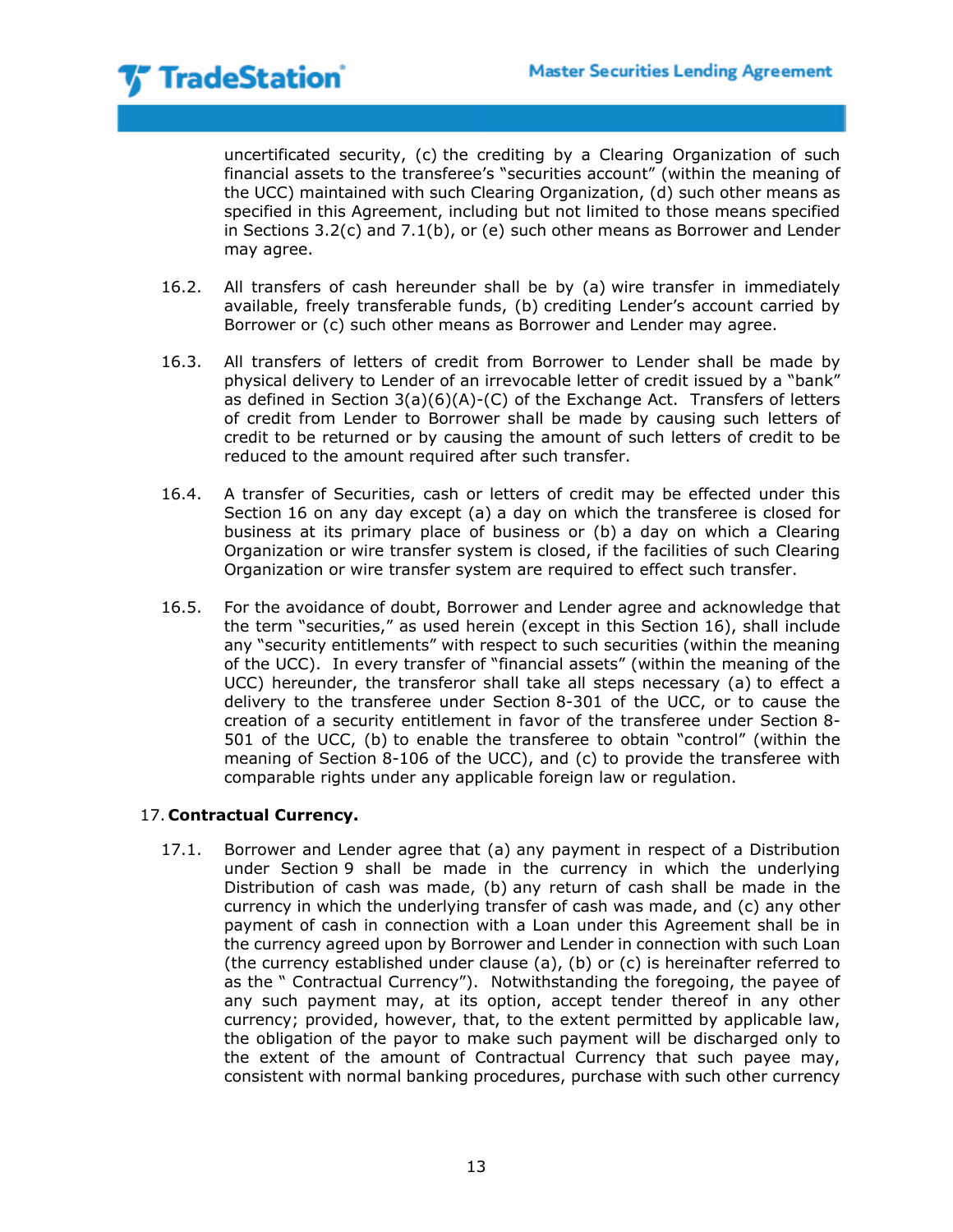uncertificated security, (c) the crediting by a Clearing Organization of such financial assets to the transferee's "securities account" (within the meaning of the UCC) maintained with such Clearing Organization, (d) such other means as specified in this Agreement, including but not limited to those means specified in Sections 3.2(c) and 7.1(b), or (e) such other means as Borrower and Lender may agree.

16.2. All transfers of cash hereunder shall be by (a) wire transfer in immediately available, freely transferable funds, (b) crediting Lender's account carried by Borrower or (c) such other means as Borrower and Lender may agree.

16.3. All transfers of letters of credit from Borrower to Lender shall be made by physical delivery to Lender of an irrevocable letter of credit issued by a "bank" as defined in Section 3(a)(6)(A)-(C) of the Exchange Act. Transfers of letters of credit from Lender to Borrower shall be made by causing such letters of credit to be returned or by causing the amount of such letters of credit to be reduced to the amount required after such transfer.

16.4. A transfer of Securities, cash or letters of credit may be effected under this Section 16 on any day except (a) a day on which the transferee is closed for business at its primary place of business or (b) a day on which a Clearing Organization or wire transfer system is closed, if the facilities of such Clearing Organization or wire transfer system are required to effect such transfer.

16.5. For the avoidance of doubt, Borrower and Lender agree and acknowledge that the term "securities," as used herein (except in this Section 16), shall include any "security entitlements" with respect to such securities (within the meaning of the UCC). In every transfer of "financial assets" (within the meaning of the UCC) hereunder, the transferor shall take all steps necessary (a) to effect a delivery to the transferee under Section 8-301 of the UCC, or to cause the creation of a security entitlement in favor of the transferee under Section 8-501 of the UCC, (b) to enable the transferee to obtain "control" (within the meaning of Section 8-106 of the UCC), and (c) to provide the transferee with comparable rights under any applicable foreign law or regulation.

## 17. **Contractual Currency.**

17.1. Borrower and Lender agree that (a) any payment in respect of a Distribution under Section 9 shall be made in the currency in which the underlying Distribution of cash was made, (b) any return of cash shall be made in the currency in which the underlying transfer of cash was made, and (c) any other payment of cash in connection with a Loan under this Agreement shall be in the currency agreed upon by Borrower and Lender in connection with such Loan (the currency established under clause (a), (b) or (c) is hereinafter referred to as the " Contractual Currency"). Notwithstanding the foregoing, the payee of any such payment may, at its option, accept tender thereof in any other currency; provided, however, that, to the extent permitted by applicable law, the obligation of the payor to make such payment will be discharged only to the extent of the amount of Contractual Currency that such payee may, consistent with normal banking procedures, purchase with such other currency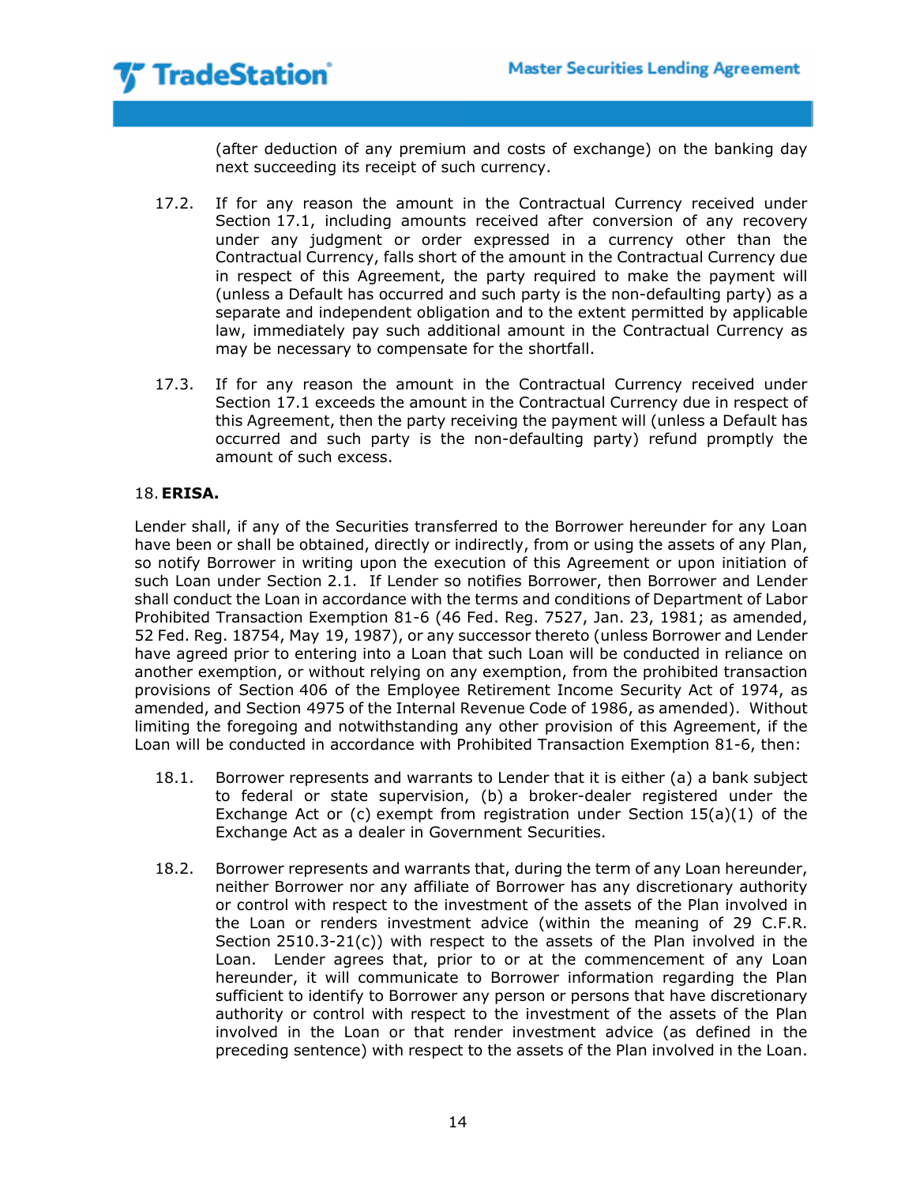(after deduction of any premium and costs of exchange) on the banking day next succeeding its receipt of such currency.

17.2. If for any reason the amount in the Contractual Currency received under Section 17.1, including amounts received after conversion of any recovery under any judgment or order expressed in a currency other than the Contractual Currency, falls short of the amount in the Contractual Currency due in respect of this Agreement, the party required to make the payment will (unless a Default has occurred and such party is the non-defaulting party) as a separate and independent obligation and to the extent permitted by applicable law, immediately pay such additional amount in the Contractual Currency as may be necessary to compensate for the shortfall.

17.3. If for any reason the amount in the Contractual Currency received under Section 17.1 exceeds the amount in the Contractual Currency due in respect of this Agreement, then the party receiving the payment will (unless a Default has occurred and such party is the non-defaulting party) refund promptly the amount of such excess.

18. **ERISA.**

Lender shall, if any of the Securities transferred to the Borrower hereunder for any Loan have been or shall be obtained, directly or indirectly, from or using the assets of any Plan, so notify Borrower in writing upon the execution of this Agreement or upon initiation of such Loan under Section 2.1. If Lender so notifies Borrower, then Borrower and Lender shall conduct the Loan in accordance with the terms and conditions of Department of Labor Prohibited Transaction Exemption 81-6 (46 Fed. Reg. 7527, Jan. 23, 1981; as amended, 52 Fed. Reg. 18754, May 19, 1987), or any successor thereto (unless Borrower and Lender have agreed prior to entering into a Loan that such Loan will be conducted in reliance on another exemption, or without relying on any exemption, from the prohibited transaction provisions of Section 406 of the Employee Retirement Income Security Act of 1974, as amended, and Section 4975 of the Internal Revenue Code of 1986, as amended). Without limiting the foregoing and notwithstanding any other provision of this Agreement, if the Loan will be conducted in accordance with Prohibited Transaction Exemption 81-6, then:

18.1. Borrower represents and warrants to Lender that it is either (a) a bank subject to federal or state supervision, (b) a broker-dealer registered under the Exchange Act or (c) exempt from registration under Section 15(a)(1) of the Exchange Act as a dealer in Government Securities.

18.2. Borrower represents and warrants that, during the term of any Loan hereunder, neither Borrower nor any affiliate of Borrower has any discretionary authority or control with respect to the investment of the assets of the Plan involved in the Loan or renders investment advice (within the meaning of 29 C.F.R. Section 2510.3-21(c)) with respect to the assets of the Plan involved in the Loan. Lender agrees that, prior to or at the commencement of any Loan hereunder, it will communicate to Borrower information regarding the Plan sufficient to identify to Borrower any person or persons that have discretionary authority or control with respect to the investment of the assets of the Plan involved in the Loan or that render investment advice (as defined in the preceding sentence) with respect to the assets of the Plan involved in the Loan.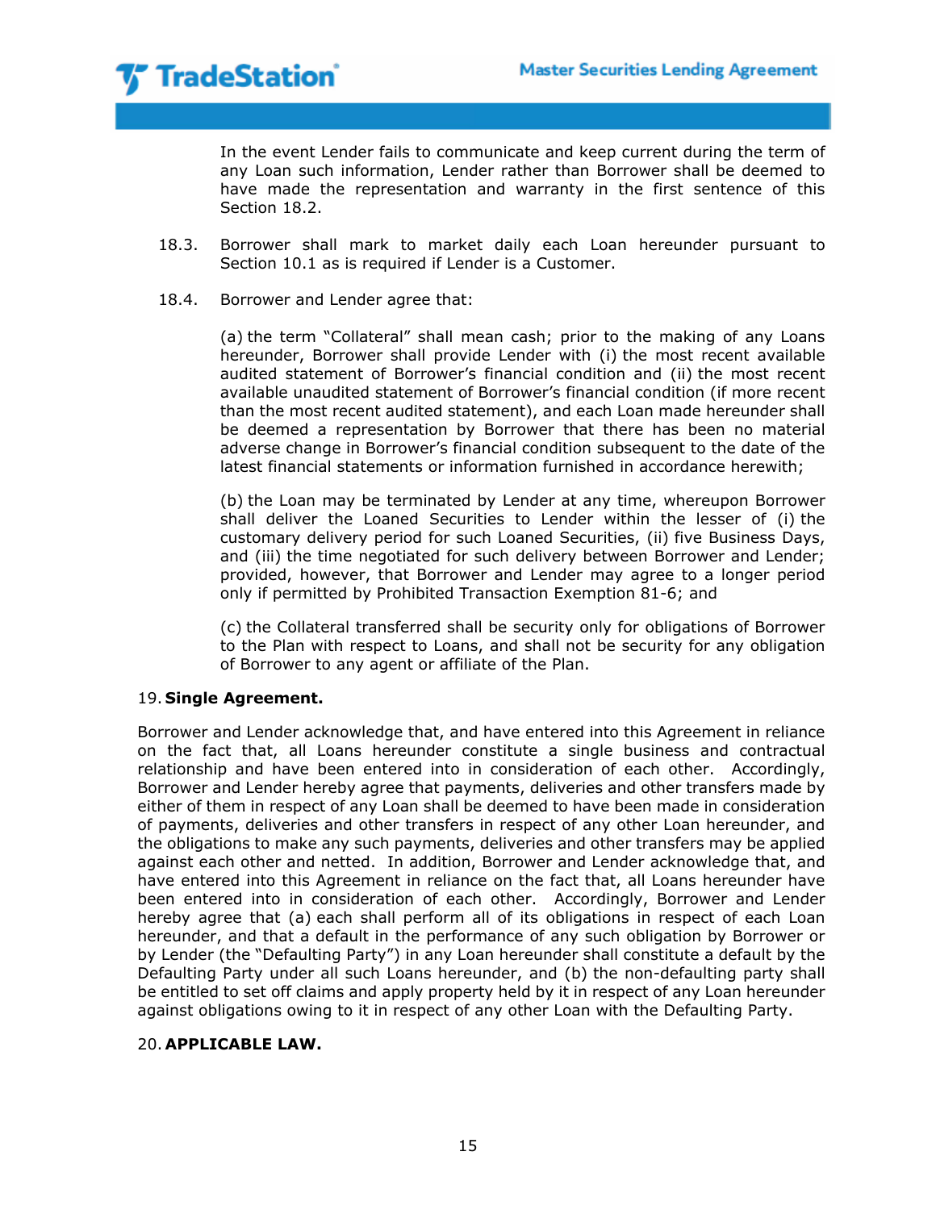In the event Lender fails to communicate and keep current during the term of any Loan such information, Lender rather than Borrower shall be deemed to have made the representation and warranty in the first sentence of this Section 18.2.

18.3. Borrower shall mark to market daily each Loan hereunder pursuant to Section 10.1 as is required if Lender is a Customer.

18.4. Borrower and Lender agree that:

(a) the term "Collateral" shall mean cash; prior to the making of any Loans hereunder, Borrower shall provide Lender with (i) the most recent available audited statement of Borrower's financial condition and (ii) the most recent available unaudited statement of Borrower's financial condition (if more recent than the most recent audited statement), and each Loan made hereunder shall be deemed a representation by Borrower that there has been no material adverse change in Borrower's financial condition subsequent to the date of the latest financial statements or information furnished in accordance herewith;

(b) the Loan may be terminated by Lender at any time, whereupon Borrower shall deliver the Loaned Securities to Lender within the lesser of (i) the customary delivery period for such Loaned Securities, (ii) five Business Days, and (iii) the time negotiated for such delivery between Borrower and Lender; provided, however, that Borrower and Lender may agree to a longer period only if permitted by Prohibited Transaction Exemption 81-6; and

(c) the Collateral transferred shall be security only for obligations of Borrower to the Plan with respect to Loans, and shall not be security for any obligation of Borrower to any agent or affiliate of the Plan.

## 19. **Single Agreement.**

Borrower and Lender acknowledge that, and have entered into this Agreement in reliance on the fact that, all Loans hereunder constitute a single business and contractual relationship and have been entered into in consideration of each other. Accordingly, Borrower and Lender hereby agree that payments, deliveries and other transfers made by either of them in respect of any Loan shall be deemed to have been made in consideration of payments, deliveries and other transfers in respect of any other Loan hereunder, and the obligations to make any such payments, deliveries and other transfers may be applied against each other and netted. In addition, Borrower and Lender acknowledge that, and have entered into this Agreement in reliance on the fact that, all Loans hereunder have been entered into in consideration of each other. Accordingly, Borrower and Lender hereby agree that (a) each shall perform all of its obligations in respect of each Loan hereunder, and that a default in the performance of any such obligation by Borrower or by Lender (the "Defaulting Party") in any Loan hereunder shall constitute a default by the Defaulting Party under all such Loans hereunder, and (b) the non-defaulting party shall be entitled to set off claims and apply property held by it in respect of any Loan hereunder against obligations owing to it in respect of any other Loan with the Defaulting Party.

## 20. **APPLICABLE LAW.**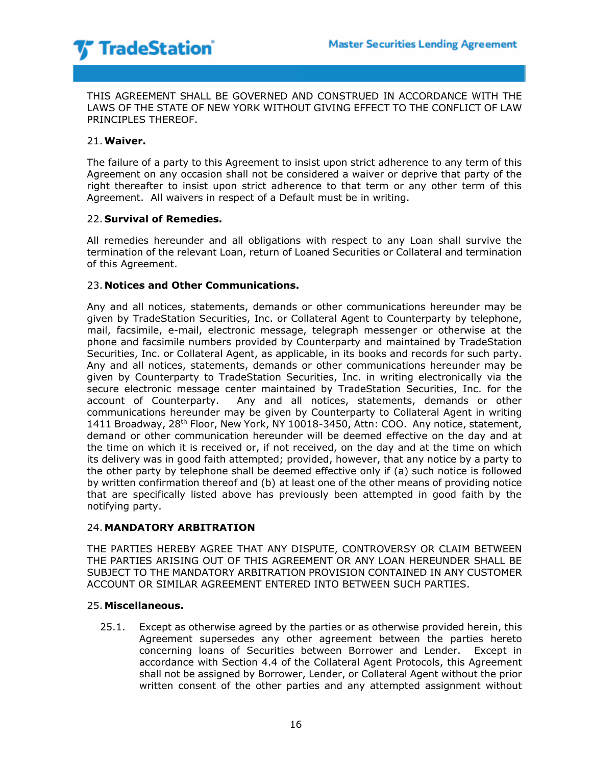THIS AGREEMENT SHALL BE GOVERNED AND CONSTRUED IN ACCORDANCE WITH THE LAWS OF THE STATE OF NEW YORK WITHOUT GIVING EFFECT TO THE CONFLICT OF LAW PRINCIPLES THEREOF.

## 21. Waiver.

The failure of a party to this Agreement to insist upon strict adherence to any term of this Agreement on any occasion shall not be considered a waiver or deprive that party of the right thereafter to insist upon strict adherence to that term or any other term of this Agreement. All waivers in respect of a Default must be in writing.

## 22. Survival of Remedies.

All remedies hereunder and all obligations with respect to any Loan shall survive the termination of the relevant Loan, return of Loaned Securities or Collateral and termination of this Agreement.

## 23. Notices and Other Communications.

Any and all notices, statements, demands or other communications hereunder may be given by TradeStation Securities, Inc. or Collateral Agent to Counterparty by telephone, mail, facsimile, e-mail, electronic message, telegraph messenger or otherwise at the phone and facsimile numbers provided by Counterparty and maintained by TradeStation Securities, Inc. or Collateral Agent, as applicable, in its books and records for such party. Any and all notices, statements, demands or other communications hereunder may be given by Counterparty to TradeStation Securities, Inc. in writing electronically via the secure electronic message center maintained by TradeStation Securities, Inc. for the account of Counterparty. Any and all notices, statements, demands or other communications hereunder may be given by Counterparty to Collateral Agent in writing 1411 Broadway, 28th Floor, New York, NY 10018-3450, Attn: COO. Any notice, statement, demand or other communication hereunder will be deemed effective on the day and at the time on which it is received or, if not received, on the day and at the time on which its delivery was in good faith attempted; provided, however, that any notice by a party to the other party by telephone shall be deemed effective only if (a) such notice is followed by written confirmation thereof and (b) at least one of the other means of providing notice that are specifically listed above has previously been attempted in good faith by the notifying party.

## 24. MANDATORY ARBITRATION

THE PARTIES HEREBY AGREE THAT ANY DISPUTE, CONTROVERSY OR CLAIM BETWEEN THE PARTIES ARISING OUT OF THIS AGREEMENT OR ANY LOAN HEREUNDER SHALL BE SUBJECT TO THE MANDATORY ARBITRATION PROVISION CONTAINED IN ANY CUSTOMER ACCOUNT OR SIMILAR AGREEMENT ENTERED INTO BETWEEN SUCH PARTIES.

## 25. Miscellaneous.

25.1. Except as otherwise agreed by the parties or as otherwise provided herein, this Agreement supersedes any other agreement between the parties hereto concerning loans of Securities between Borrower and Lender. Except in accordance with Section 4.4 of the Collateral Agent Protocols, this Agreement shall not be assigned by Borrower, Lender, or Collateral Agent without the prior written consent of the other parties and any attempted assignment without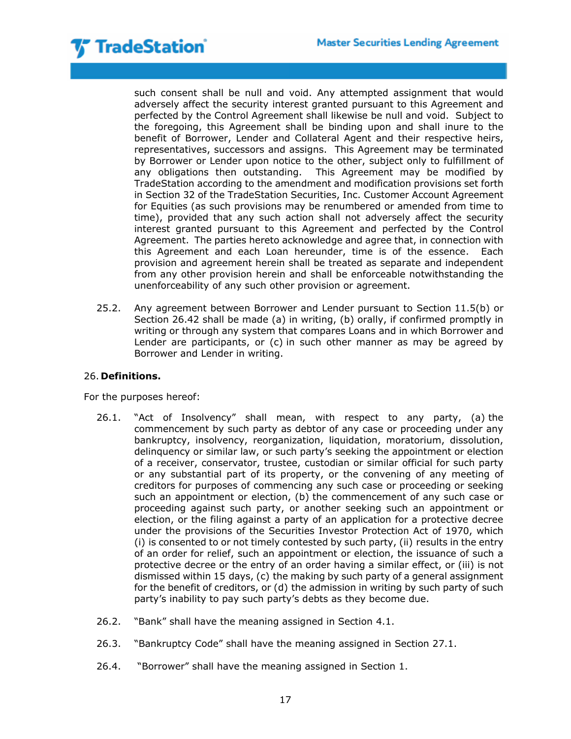such consent shall be null and void. Any attempted assignment that would adversely affect the security interest granted pursuant to this Agreement and perfected by the Control Agreement shall likewise be null and void. Subject to the foregoing, this Agreement shall be binding upon and shall inure to the benefit of Borrower, Lender and Collateral Agent and their respective heirs, representatives, successors and assigns. This Agreement may be terminated by Borrower or Lender upon notice to the other, subject only to fulfillment of any obligations then outstanding. This Agreement may be modified by TradeStation according to the amendment and modification provisions set forth in Section 32 of the TradeStation Securities, Inc. Customer Account Agreement for Equities (as such provisions may be renumbered or amended from time to time), provided that any such action shall not adversely affect the security interest granted pursuant to this Agreement and perfected by the Control Agreement. The parties hereto acknowledge and agree that, in connection with this Agreement and each Loan hereunder, time is of the essence. Each provision and agreement herein shall be treated as separate and independent from any other provision herein and shall be enforceable notwithstanding the unenforceability of any such other provision or agreement.

25.2. Any agreement between Borrower and Lender pursuant to Section 11.5(b) or Section 26.42 shall be made (a) in writing, (b) orally, if confirmed promptly in writing or through any system that compares Loans and in which Borrower and Lender are participants, or (c) in such other manner as may be agreed by Borrower and Lender in writing.

## 26. **Definitions.**

For the purposes hereof:

26.1. "Act of Insolvency" shall mean, with respect to any party, (a) the commencement by such party as debtor of any case or proceeding under any bankruptcy, insolvency, reorganization, liquidation, moratorium, dissolution, delinquency or similar law, or such party's seeking the appointment or election of a receiver, conservator, trustee, custodian or similar official for such party or any substantial part of its property, or the convening of any meeting of creditors for purposes of commencing any such case or proceeding or seeking such an appointment or election, (b) the commencement of any such case or proceeding against such party, or another seeking such an appointment or election, or the filing against a party of an application for a protective decree under the provisions of the Securities Investor Protection Act of 1970, which (i) is consented to or not timely contested by such party, (ii) results in the entry of an order for relief, such an appointment or election, the issuance of such a protective decree or the entry of an order having a similar effect, or (iii) is not dismissed within 15 days, (c) the making by such party of a general assignment for the benefit of creditors, or (d) the admission in writing by such party of such party's inability to pay such party's debts as they become due.

26.2. "Bank" shall have the meaning assigned in Section 4.1.

26.3. "Bankruptcy Code" shall have the meaning assigned in Section 27.1.

26.4. "Borrower" shall have the meaning assigned in Section 1.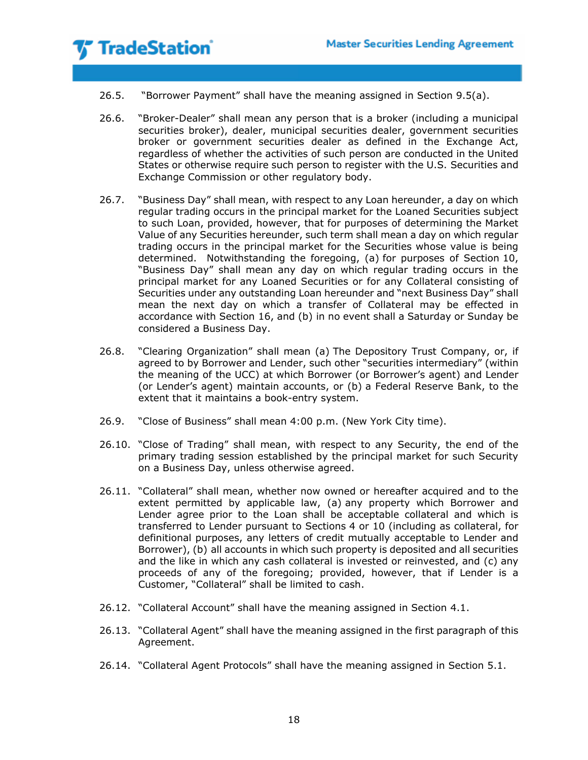26.5. "Borrower Payment" shall have the meaning assigned in Section 9.5(a).

26.6. "Broker-Dealer" shall mean any person that is a broker (including a municipal securities broker), dealer, municipal securities dealer, government securities broker or government securities dealer as defined in the Exchange Act, regardless of whether the activities of such person are conducted in the United States or otherwise require such person to register with the U.S. Securities and Exchange Commission or other regulatory body.

26.7. "Business Day" shall mean, with respect to any Loan hereunder, a day on which regular trading occurs in the principal market for the Loaned Securities subject to such Loan, provided, however, that for purposes of determining the Market Value of any Securities hereunder, such term shall mean a day on which regular trading occurs in the principal market for the Securities whose value is being determined. Notwithstanding the foregoing, (a) for purposes of Section 10, "Business Day" shall mean any day on which regular trading occurs in the principal market for any Loaned Securities or for any Collateral consisting of Securities under any outstanding Loan hereunder and "next Business Day" shall mean the next day on which a transfer of Collateral may be effected in accordance with Section 16, and (b) in no event shall a Saturday or Sunday be considered a Business Day.

26.8. "Clearing Organization" shall mean (a) The Depository Trust Company, or, if agreed to by Borrower and Lender, such other "securities intermediary" (within the meaning of the UCC) at which Borrower (or Borrower's agent) and Lender (or Lender's agent) maintain accounts, or (b) a Federal Reserve Bank, to the extent that it maintains a book-entry system.

26.9. "Close of Business" shall mean 4:00 p.m. (New York City time).

26.10. "Close of Trading" shall mean, with respect to any Security, the end of the primary trading session established by the principal market for such Security on a Business Day, unless otherwise agreed.

26.11. "Collateral" shall mean, whether now owned or hereafter acquired and to the extent permitted by applicable law, (a) any property which Borrower and Lender agree prior to the Loan shall be acceptable collateral and which is transferred to Lender pursuant to Sections 4 or 10 (including as collateral, for definitional purposes, any letters of credit mutually acceptable to Lender and Borrower), (b) all accounts in which such property is deposited and all securities and the like in which any cash collateral is invested or reinvested, and (c) any proceeds of any of the foregoing; provided, however, that if Lender is a Customer, "Collateral" shall be limited to cash.

26.12. "Collateral Account" shall have the meaning assigned in Section 4.1.

26.13. "Collateral Agent" shall have the meaning assigned in the first paragraph of this Agreement.

26.14. "Collateral Agent Protocols" shall have the meaning assigned in Section 5.1.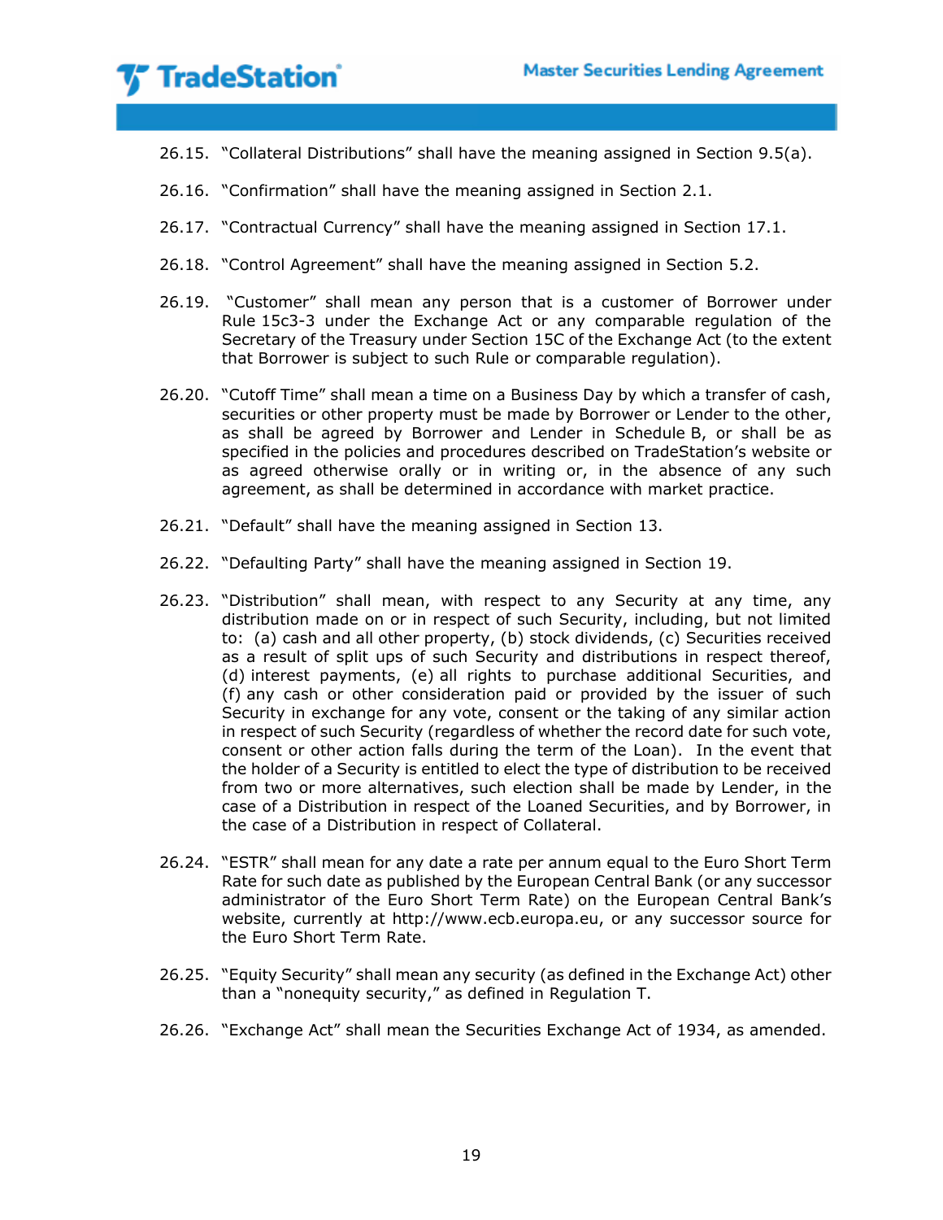26.15. "Collateral Distributions" shall have the meaning assigned in Section 9.5(a).

26.16. "Confirmation" shall have the meaning assigned in Section 2.1.

26.17. "Contractual Currency" shall have the meaning assigned in Section 17.1.

26.18. "Control Agreement" shall have the meaning assigned in Section 5.2.

26.19. "Customer" shall mean any person that is a customer of Borrower under Rule 15c3-3 under the Exchange Act or any comparable regulation of the Secretary of the Treasury under Section 15C of the Exchange Act (to the extent that Borrower is subject to such Rule or comparable regulation).

26.20. "Cutoff Time" shall mean a time on a Business Day by which a transfer of cash, securities or other property must be made by Borrower or Lender to the other, as shall be agreed by Borrower and Lender in Schedule B, or shall be as specified in the policies and procedures described on TradeStation's website or as agreed otherwise orally or in writing or, in the absence of any such agreement, as shall be determined in accordance with market practice.

26.21. "Default" shall have the meaning assigned in Section 13.

26.22. "Defaulting Party" shall have the meaning assigned in Section 19.

26.23. "Distribution" shall mean, with respect to any Security at any time, any distribution made on or in respect of such Security, including, but not limited to: (a) cash and all other property, (b) stock dividends, (c) Securities received as a result of split ups of such Security and distributions in respect thereof, (d) interest payments, (e) all rights to purchase additional Securities, and (f) any cash or other consideration paid or provided by the issuer of such Security in exchange for any vote, consent or the taking of any similar action in respect of such Security (regardless of whether the record date for such vote, consent or other action falls during the term of the Loan). In the event that the holder of a Security is entitled to elect the type of distribution to be received from two or more alternatives, such election shall be made by Lender, in the case of a Distribution in respect of the Loaned Securities, and by Borrower, in the case of a Distribution in respect of Collateral.

26.24. "ESTR" shall mean for any date a rate per annum equal to the Euro Short Term Rate for such date as published by the European Central Bank (or any successor administrator of the Euro Short Term Rate) on the European Central Bank's website, currently at http://www.ecb.europa.eu, or any successor source for the Euro Short Term Rate.

26.25. "Equity Security" shall mean any security (as defined in the Exchange Act) other than a "nonequity security," as defined in Regulation T.

26.26. "Exchange Act" shall mean the Securities Exchange Act of 1934, as amended.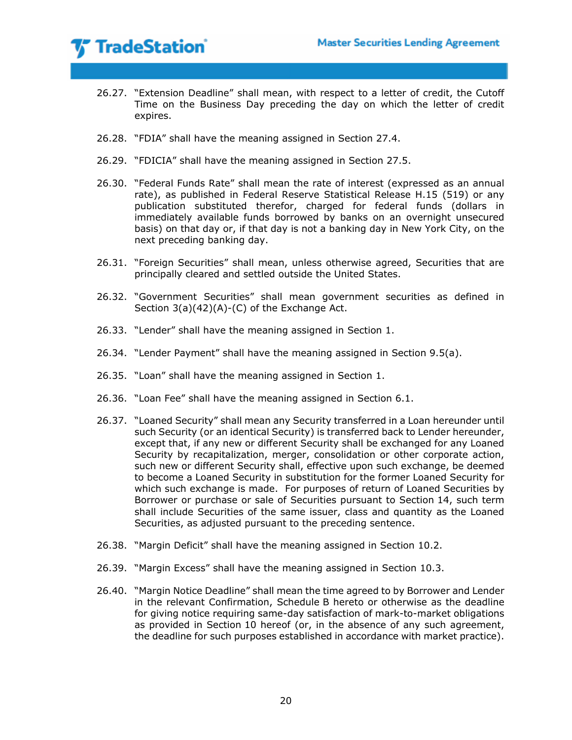26.27. "Extension Deadline" shall mean, with respect to a letter of credit, the Cutoff Time on the Business Day preceding the day on which the letter of credit expires.

26.28. "FDIA" shall have the meaning assigned in Section 27.4.

26.29. "FDICIA" shall have the meaning assigned in Section 27.5.

26.30. "Federal Funds Rate" shall mean the rate of interest (expressed as an annual rate), as published in Federal Reserve Statistical Release H.15 (519) or any publication substituted therefor, charged for federal funds (dollars in immediately available funds borrowed by banks on an overnight unsecured basis) on that day or, if that day is not a banking day in New York City, on the next preceding banking day.

26.31. "Foreign Securities" shall mean, unless otherwise agreed, Securities that are principally cleared and settled outside the United States.

26.32. "Government Securities" shall mean government securities as defined in Section 3(a)(42)(A)-(C) of the Exchange Act.

26.33. "Lender" shall have the meaning assigned in Section 1.

26.34. "Lender Payment" shall have the meaning assigned in Section 9.5(a).

26.35. "Loan" shall have the meaning assigned in Section 1.

26.36. "Loan Fee" shall have the meaning assigned in Section 6.1.

26.37. "Loaned Security" shall mean any Security transferred in a Loan hereunder until such Security (or an identical Security) is transferred back to Lender hereunder, except that, if any new or different Security shall be exchanged for any Loaned Security by recapitalization, merger, consolidation or other corporate action, such new or different Security shall, effective upon such exchange, be deemed to become a Loaned Security in substitution for the former Loaned Security for which such exchange is made. For purposes of return of Loaned Securities by Borrower or purchase or sale of Securities pursuant to Section 14, such term shall include Securities of the same issuer, class and quantity as the Loaned Securities, as adjusted pursuant to the preceding sentence.

26.38. "Margin Deficit" shall have the meaning assigned in Section 10.2.

26.39. "Margin Excess" shall have the meaning assigned in Section 10.3.

26.40. "Margin Notice Deadline" shall mean the time agreed to by Borrower and Lender in the relevant Confirmation, Schedule B hereto or otherwise as the deadline for giving notice requiring same-day satisfaction of mark-to-market obligations as provided in Section 10 hereof (or, in the absence of any such agreement, the deadline for such purposes established in accordance with market practice).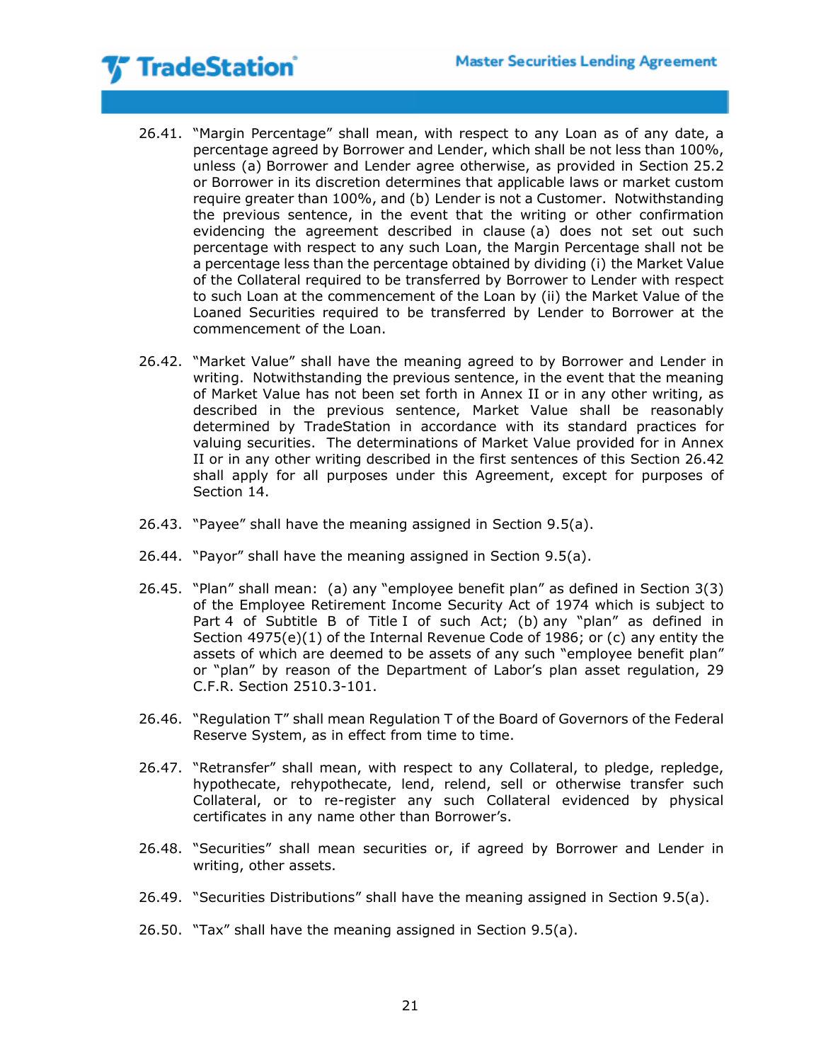26.41. "Margin Percentage" shall mean, with respect to any Loan as of any date, a percentage agreed by Borrower and Lender, which shall be not less than 100%, unless (a) Borrower and Lender agree otherwise, as provided in Section 25.2 or Borrower in its discretion determines that applicable laws or market custom require greater than 100%, and (b) Lender is not a Customer. Notwithstanding the previous sentence, in the event that the writing or other confirmation evidencing the agreement described in clause (a) does not set out such percentage with respect to any such Loan, the Margin Percentage shall not be a percentage less than the percentage obtained by dividing (i) the Market Value of the Collateral required to be transferred by Borrower to Lender with respect to such Loan at the commencement of the Loan by (ii) the Market Value of the Loaned Securities required to be transferred by Lender to Borrower at the commencement of the Loan.

26.42. "Market Value" shall have the meaning agreed to by Borrower and Lender in writing. Notwithstanding the previous sentence, in the event that the meaning of Market Value has not been set forth in Annex II or in any other writing, as described in the previous sentence, Market Value shall be reasonably determined by TradeStation in accordance with its standard practices for valuing securities. The determinations of Market Value provided for in Annex II or in any other writing described in the first sentences of this Section 26.42 shall apply for all purposes under this Agreement, except for purposes of Section 14.

26.43. "Payee" shall have the meaning assigned in Section 9.5(a).

26.44. "Payor" shall have the meaning assigned in Section 9.5(a).

26.45. "Plan" shall mean: (a) any "employee benefit plan" as defined in Section 3(3) of the Employee Retirement Income Security Act of 1974 which is subject to Part 4 of Subtitle B of Title I of such Act; (b) any "plan" as defined in Section 4975(e)(1) of the Internal Revenue Code of 1986; or (c) any entity the assets of which are deemed to be assets of any such "employee benefit plan" or "plan" by reason of the Department of Labor's plan asset regulation, 29 C.F.R. Section 2510.3-101.

26.46. "Regulation T" shall mean Regulation T of the Board of Governors of the Federal Reserve System, as in effect from time to time.

26.47. "Retransfer" shall mean, with respect to any Collateral, to pledge, repledge, hypothecate, rehypothecate, lend, relend, sell or otherwise transfer such Collateral, or to re-register any such Collateral evidenced by physical certificates in any name other than Borrower's.

26.48. "Securities" shall mean securities or, if agreed by Borrower and Lender in writing, other assets.

26.49. "Securities Distributions" shall have the meaning assigned in Section 9.5(a).

26.50. "Tax" shall have the meaning assigned in Section 9.5(a).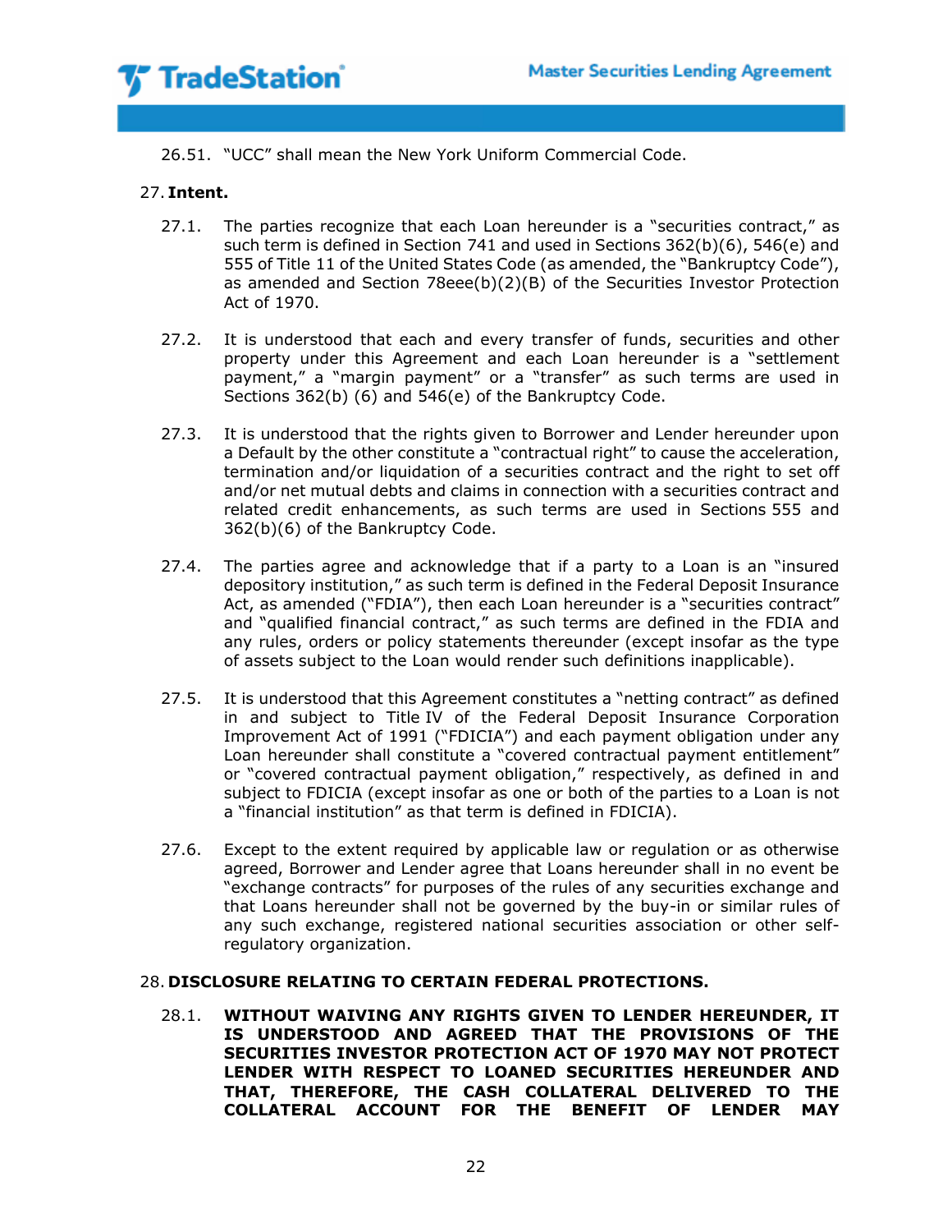26.51. "UCC" shall mean the New York Uniform Commercial Code.

27. **Intent.**

27.1. The parties recognize that each Loan hereunder is a "securities contract," as such term is defined in Section 741 and used in Sections 362(b)(6), 546(e) and 555 of Title 11 of the United States Code (as amended, the "Bankruptcy Code"), as amended and Section 78eee(b)(2)(B) of the Securities Investor Protection Act of 1970.

27.2. It is understood that each and every transfer of funds, securities and other property under this Agreement and each Loan hereunder is a "settlement payment," a "margin payment" or a "transfer" as such terms are used in Sections 362(b) (6) and 546(e) of the Bankruptcy Code.

27.3. It is understood that the rights given to Borrower and Lender hereunder upon a Default by the other constitute a "contractual right" to cause the acceleration, termination and/or liquidation of a securities contract and the right to set off and/or net mutual debts and claims in connection with a securities contract and related credit enhancements, as such terms are used in Sections 555 and 362(b)(6) of the Bankruptcy Code.

27.4. The parties agree and acknowledge that if a party to a Loan is an "insured depository institution," as such term is defined in the Federal Deposit Insurance Act, as amended ("FDIA"), then each Loan hereunder is a "securities contract" and "qualified financial contract," as such terms are defined in the FDIA and any rules, orders or policy statements thereunder (except insofar as the type of assets subject to the Loan would render such definitions inapplicable).

27.5. It is understood that this Agreement constitutes a "netting contract" as defined in and subject to Title IV of the Federal Deposit Insurance Corporation Improvement Act of 1991 ("FDICIA") and each payment obligation under any Loan hereunder shall constitute a "covered contractual payment entitlement" or "covered contractual payment obligation," respectively, as defined in and subject to FDICIA (except insofar as one or both of the parties to a Loan is not a "financial institution" as that term is defined in FDICIA).

27.6. Except to the extent required by applicable law or regulation or as otherwise agreed, Borrower and Lender agree that Loans hereunder shall in no event be "exchange contracts" for purposes of the rules of any securities exchange and that Loans hereunder shall not be governed by the buy-in or similar rules of any such exchange, registered national securities association or other self-regulatory organization.

28. **DISCLOSURE RELATING TO CERTAIN FEDERAL PROTECTIONS.**

28.1. **WITHOUT WAIVING ANY RIGHTS GIVEN TO LENDER HEREUNDER, IT IS UNDERSTOOD AND AGREED THAT THE PROVISIONS OF THE SECURITIES INVESTOR PROTECTION ACT OF 1970 MAY NOT PROTECT LENDER WITH RESPECT TO LOANED SECURITIES HEREUNDER AND THAT, THEREFORE, THE CASH COLLATERAL DELIVERED TO THE COLLATERAL ACCOUNT FOR THE BENEFIT OF LENDER MAY**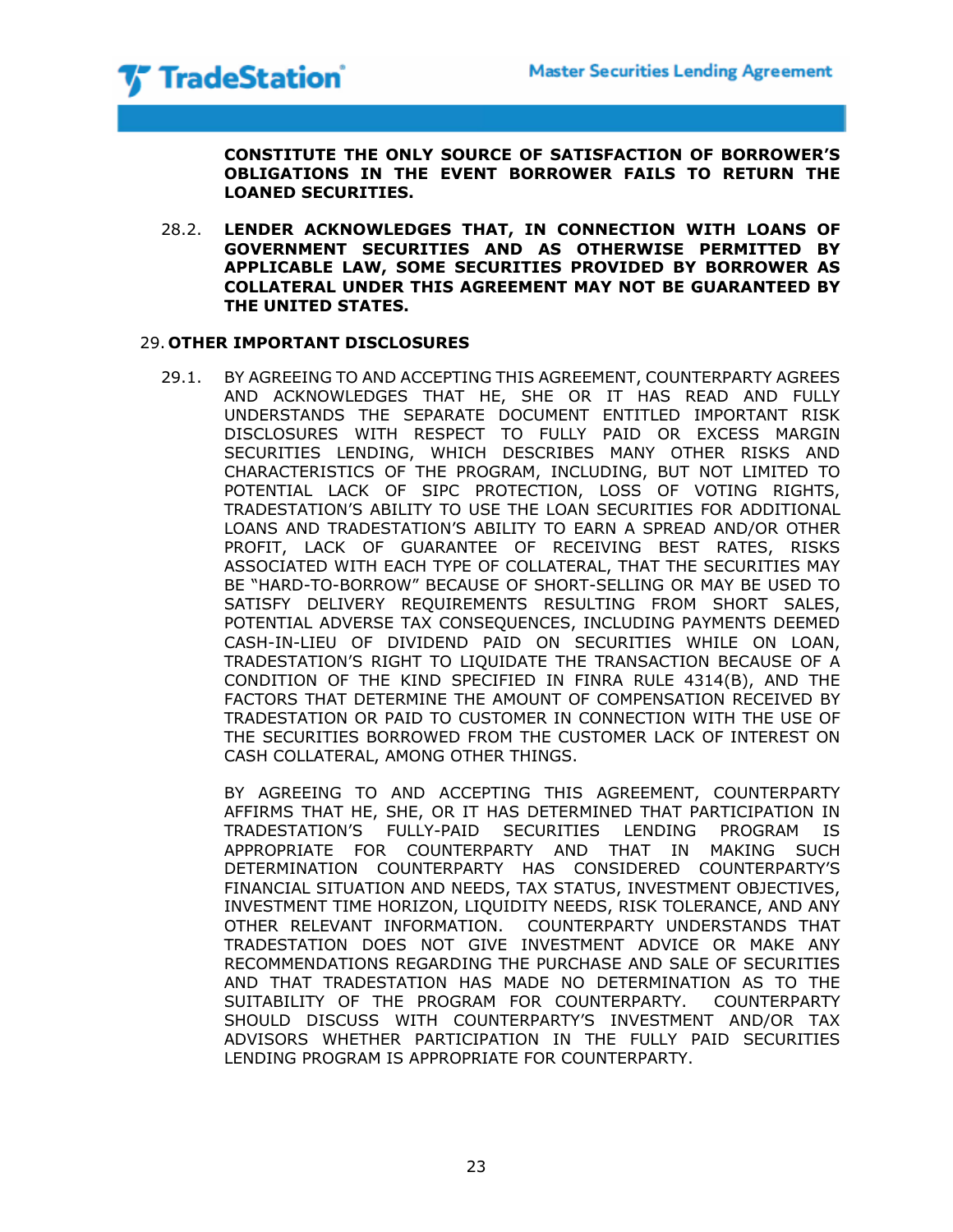**CONSTITUTE THE ONLY SOURCE OF SATISFACTION OF BORROWER'S OBLIGATIONS IN THE EVENT BORROWER FAILS TO RETURN THE LOANED SECURITIES.**

28.2. **LENDER ACKNOWLEDGES THAT, IN CONNECTION WITH LOANS OF GOVERNMENT SECURITIES AND AS OTHERWISE PERMITTED BY APPLICABLE LAW, SOME SECURITIES PROVIDED BY BORROWER AS COLLATERAL UNDER THIS AGREEMENT MAY NOT BE GUARANTEED BY THE UNITED STATES.**

## 29. OTHER IMPORTANT DISCLOSURES

29.1. BY AGREEING TO AND ACCEPTING THIS AGREEMENT, COUNTERPARTY AGREES AND ACKNOWLEDGES THAT HE, SHE OR IT HAS READ AND FULLY UNDERSTANDS THE SEPARATE DOCUMENT ENTITLED IMPORTANT RISK DISCLOSURES WITH RESPECT TO FULLY PAID OR EXCESS MARGIN SECURITIES LENDING, WHICH DESCRIBES MANY OTHER RISKS AND CHARACTERISTICS OF THE PROGRAM, INCLUDING, BUT NOT LIMITED TO POTENTIAL LACK OF SIPC PROTECTION, LOSS OF VOTING RIGHTS, TRADESTATION'S ABILITY TO USE THE LOAN SECURITIES FOR ADDITIONAL LOANS AND TRADESTATION'S ABILITY TO EARN A SPREAD AND/OR OTHER PROFIT, LACK OF GUARANTEE OF RECEIVING BEST RATES, RISKS ASSOCIATED WITH EACH TYPE OF COLLATERAL, THAT THE SECURITIES MAY BE "HARD-TO-BORROW" BECAUSE OF SHORT-SELLING OR MAY BE USED TO SATISFY DELIVERY REQUIREMENTS RESULTING FROM SHORT SALES, POTENTIAL ADVERSE TAX CONSEQUENCES, INCLUDING PAYMENTS DEEMED CASH-IN-LIEU OF DIVIDEND PAID ON SECURITIES WHILE ON LOAN, TRADESTATION'S RIGHT TO LIQUIDATE THE TRANSACTION BECAUSE OF A CONDITION OF THE KIND SPECIFIED IN FINRA RULE 4314(B), AND THE FACTORS THAT DETERMINE THE AMOUNT OF COMPENSATION RECEIVED BY TRADESTATION OR PAID TO CUSTOMER IN CONNECTION WITH THE USE OF THE SECURITIES BORROWED FROM THE CUSTOMER LACK OF INTEREST ON CASH COLLATERAL, AMONG OTHER THINGS.

BY AGREEING TO AND ACCEPTING THIS AGREEMENT, COUNTERPARTY AFFIRMS THAT HE, SHE, OR IT HAS DETERMINED THAT PARTICIPATION IN TRADESTATION'S FULLY-PAID SECURITIES LENDING PROGRAM IS APPROPRIATE FOR COUNTERPARTY AND THAT IN MAKING SUCH DETERMINATION COUNTERPARTY HAS CONSIDERED COUNTERPARTY'S FINANCIAL SITUATION AND NEEDS, TAX STATUS, INVESTMENT OBJECTIVES, INVESTMENT TIME HORIZON, LIQUIDITY NEEDS, RISK TOLERANCE, AND ANY OTHER RELEVANT INFORMATION. COUNTERPARTY UNDERSTANDS THAT TRADESTATION DOES NOT GIVE INVESTMENT ADVICE OR MAKE ANY RECOMMENDATIONS REGARDING THE PURCHASE AND SALE OF SECURITIES AND THAT TRADESTATION HAS MADE NO DETERMINATION AS TO THE SUITABILITY OF THE PROGRAM FOR COUNTERPARTY. COUNTERPARTY SHOULD DISCUSS WITH COUNTERPARTY'S INVESTMENT AND/OR TAX ADVISORS WHETHER PARTICIPATION IN THE FULLY PAID SECURITIES LENDING PROGRAM IS APPROPRIATE FOR COUNTERPARTY.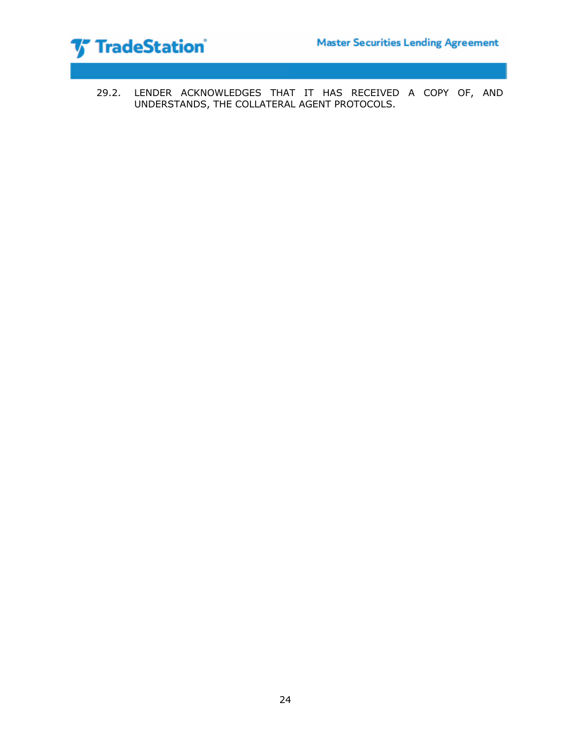29.2. LENDER ACKNOWLEDGES THAT IT HAS RECEIVED A COPY OF, AND UNDERSTANDS, THE COLLATERAL AGENT PROTOCOLS.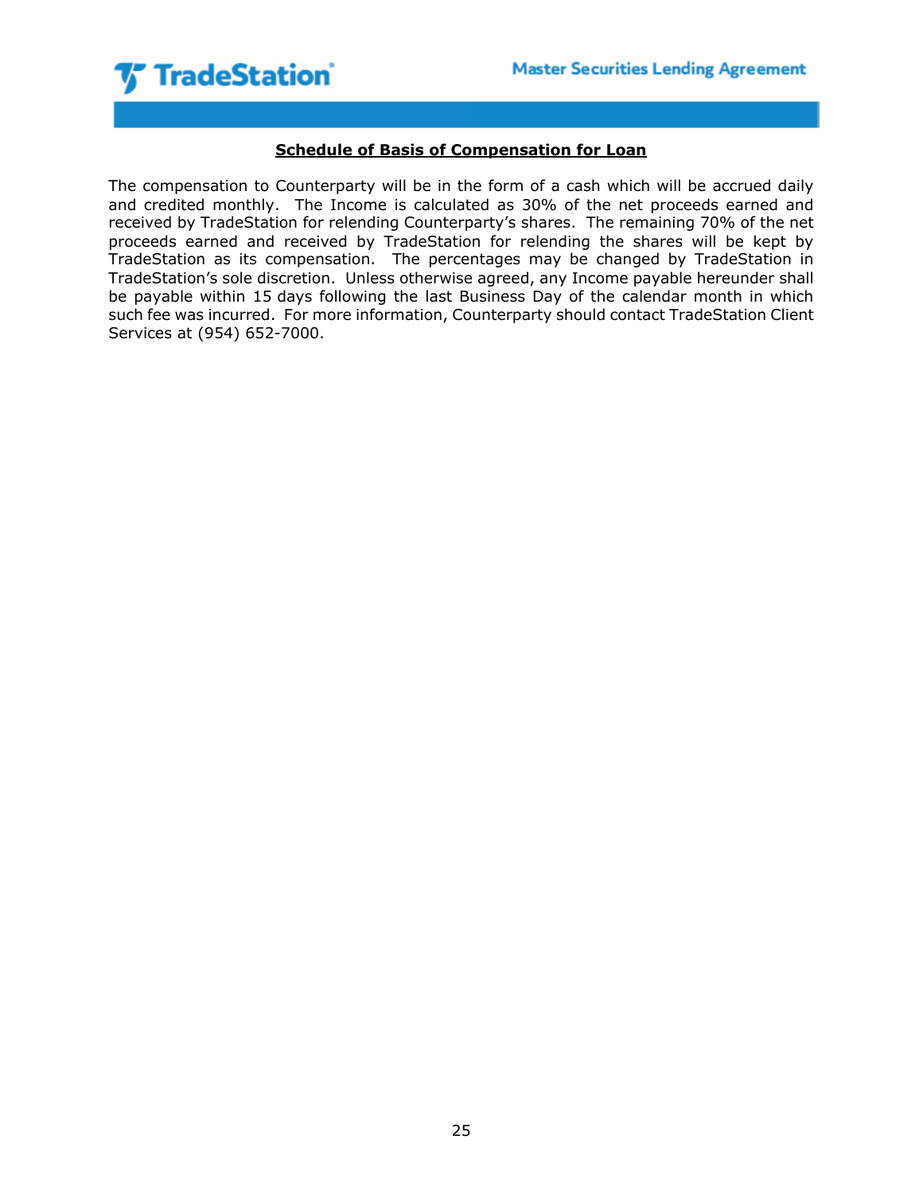## **Schedule of Basis of Compensation for Loan**

The compensation to Counterparty will be in the form of a cash which will be accrued daily and credited monthly. The Income is calculated as 30% of the net proceeds earned and received by TradeStation for relending Counterparty's shares. The remaining 70% of the net proceeds earned and received by TradeStation for relending the shares will be kept by TradeStation as its compensation. The percentages may be changed by TradeStation in TradeStation's sole discretion. Unless otherwise agreed, any Income payable hereunder shall be payable within 15 days following the last Business Day of the calendar month in which such fee was incurred. For more information, Counterparty should contact TradeStation Client Services at (954) 652-7000.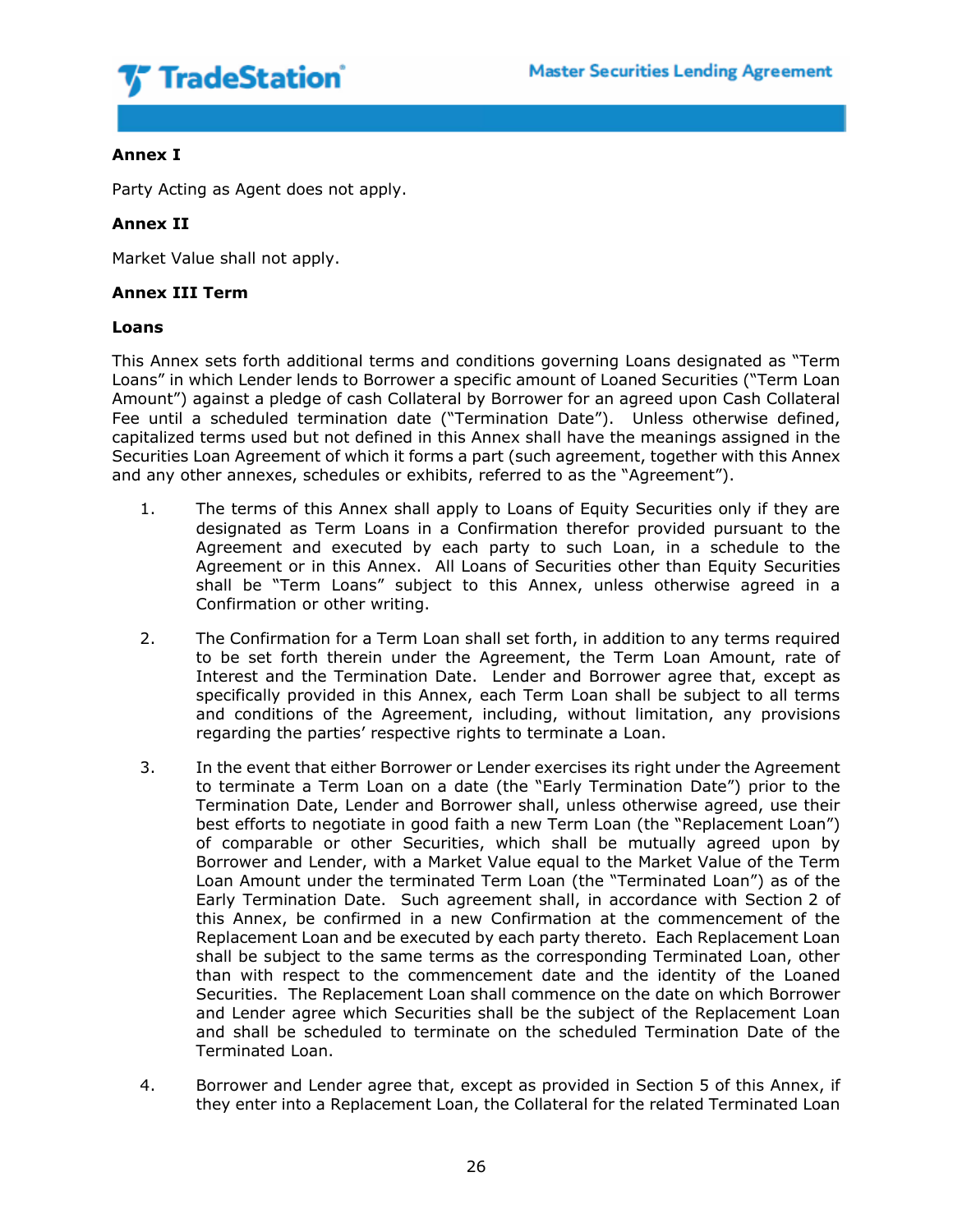**Annex I**

Party Acting as Agent does not apply.

**Annex II**

Market Value shall not apply.

**Annex III Term**

**Loans**

This Annex sets forth additional terms and conditions governing Loans designated as "Term Loans" in which Lender lends to Borrower a specific amount of Loaned Securities ("Term Loan Amount") against a pledge of cash Collateral by Borrower for an agreed upon Cash Collateral Fee until a scheduled termination date ("Termination Date"). Unless otherwise defined, capitalized terms used but not defined in this Annex shall have the meanings assigned in the Securities Loan Agreement of which it forms a part (such agreement, together with this Annex and any other annexes, schedules or exhibits, referred to as the "Agreement").

1. The terms of this Annex shall apply to Loans of Equity Securities only if they are designated as Term Loans in a Confirmation therefor provided pursuant to the Agreement and executed by each party to such Loan, in a schedule to the Agreement or in this Annex. All Loans of Securities other than Equity Securities shall be "Term Loans" subject to this Annex, unless otherwise agreed in a Confirmation or other writing.

2. The Confirmation for a Term Loan shall set forth, in addition to any terms required to be set forth therein under the Agreement, the Term Loan Amount, rate of Interest and the Termination Date. Lender and Borrower agree that, except as specifically provided in this Annex, each Term Loan shall be subject to all terms and conditions of the Agreement, including, without limitation, any provisions regarding the parties' respective rights to terminate a Loan.

3. In the event that either Borrower or Lender exercises its right under the Agreement to terminate a Term Loan on a date (the "Early Termination Date") prior to the Termination Date, Lender and Borrower shall, unless otherwise agreed, use their best efforts to negotiate in good faith a new Term Loan (the "Replacement Loan") of comparable or other Securities, which shall be mutually agreed upon by Borrower and Lender, with a Market Value equal to the Market Value of the Term Loan Amount under the terminated Term Loan (the "Terminated Loan") as of the Early Termination Date. Such agreement shall, in accordance with Section 2 of this Annex, be confirmed in a new Confirmation at the commencement of the Replacement Loan and be executed by each party thereto. Each Replacement Loan shall be subject to the same terms as the corresponding Terminated Loan, other than with respect to the commencement date and the identity of the Loaned Securities. The Replacement Loan shall commence on the date on which Borrower and Lender agree which Securities shall be the subject of the Replacement Loan and shall be scheduled to terminate on the scheduled Termination Date of the Terminated Loan.

4. Borrower and Lender agree that, except as provided in Section 5 of this Annex, if they enter into a Replacement Loan, the Collateral for the related Terminated Loan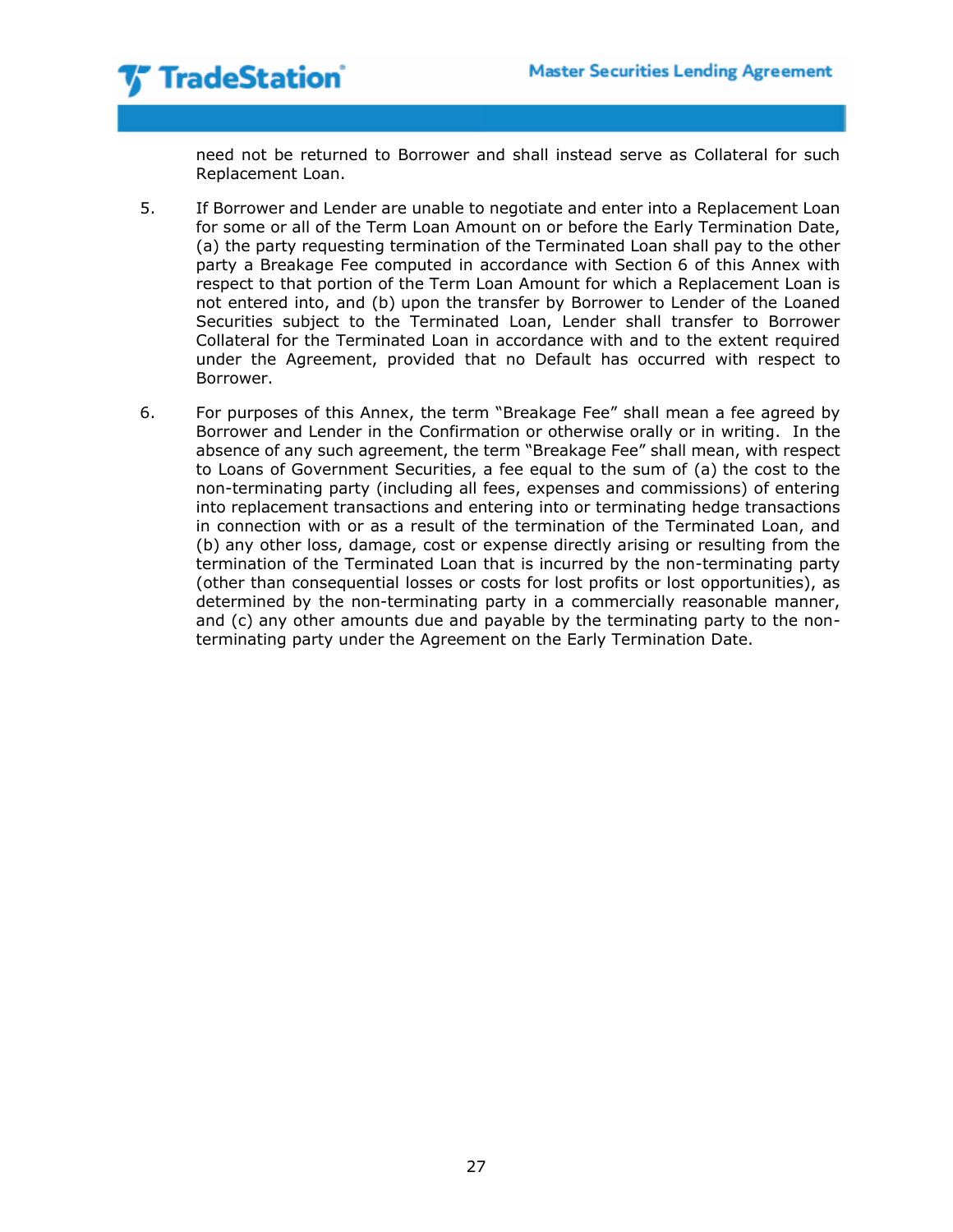need not be returned to Borrower and shall instead serve as Collateral for such Replacement Loan.

5. If Borrower and Lender are unable to negotiate and enter into a Replacement Loan for some or all of the Term Loan Amount on or before the Early Termination Date, (a) the party requesting termination of the Terminated Loan shall pay to the other party a Breakage Fee computed in accordance with Section 6 of this Annex with respect to that portion of the Term Loan Amount for which a Replacement Loan is not entered into, and (b) upon the transfer by Borrower to Lender of the Loaned Securities subject to the Terminated Loan, Lender shall transfer to Borrower Collateral for the Terminated Loan in accordance with and to the extent required under the Agreement, provided that no Default has occurred with respect to Borrower.

6. For purposes of this Annex, the term "Breakage Fee" shall mean a fee agreed by Borrower and Lender in the Confirmation or otherwise orally or in writing. In the absence of any such agreement, the term "Breakage Fee" shall mean, with respect to Loans of Government Securities, a fee equal to the sum of (a) the cost to the non-terminating party (including all fees, expenses and commissions) of entering into replacement transactions and entering into or terminating hedge transactions in connection with or as a result of the termination of the Terminated Loan, and (b) any other loss, damage, cost or expense directly arising or resulting from the termination of the Terminated Loan that is incurred by the non-terminating party (other than consequential losses or costs for lost profits or lost opportunities), as determined by the non-terminating party in a commercially reasonable manner, and (c) any other amounts due and payable by the terminating party to the non-terminating party under the Agreement on the Early Termination Date.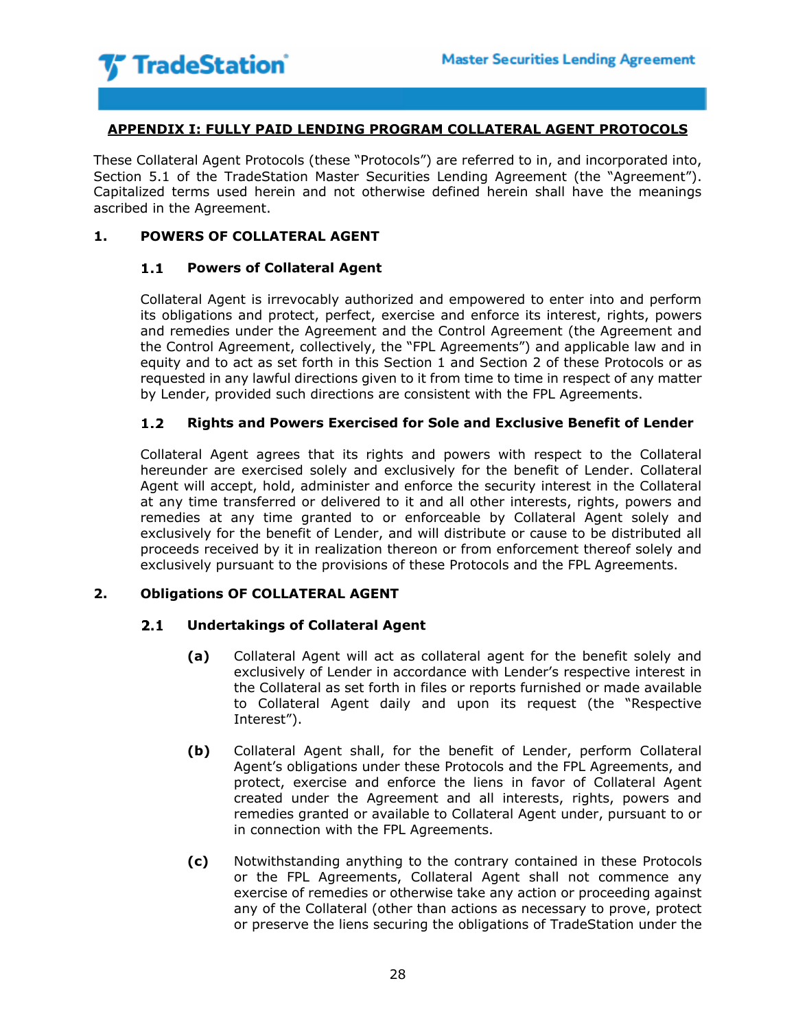## APPENDIX I: FULLY PAID LENDING PROGRAM COLLATERAL AGENT PROTOCOLS

These Collateral Agent Protocols (these "Protocols") are referred to in, and incorporated into, Section 5.1 of the TradeStation Master Securities Lending Agreement (the "Agreement"). Capitalized terms used herein and not otherwise defined herein shall have the meanings ascribed in the Agreement.

### 1. POWERS OF COLLATERAL AGENT

#### 1.1 Powers of Collateral Agent

Collateral Agent is irrevocably authorized and empowered to enter into and perform its obligations and protect, perfect, exercise and enforce its interest, rights, powers and remedies under the Agreement and the Control Agreement (the Agreement and the Control Agreement, collectively, the "FPL Agreements") and applicable law and in equity and to act as set forth in this Section 1 and Section 2 of these Protocols or as requested in any lawful directions given to it from time to time in respect of any matter by Lender, provided such directions are consistent with the FPL Agreements.

#### 1.2 Rights and Powers Exercised for Sole and Exclusive Benefit of Lender

Collateral Agent agrees that its rights and powers with respect to the Collateral hereunder are exercised solely and exclusively for the benefit of Lender. Collateral Agent will accept, hold, administer and enforce the security interest in the Collateral at any time transferred or delivered to it and all other interests, rights, powers and remedies at any time granted to or enforceable by Collateral Agent solely and exclusively for the benefit of Lender, and will distribute or cause to be distributed all proceeds received by it in realization thereon or from enforcement thereof solely and exclusively pursuant to the provisions of these Protocols and the FPL Agreements.

### 2. Obligations OF COLLATERAL AGENT

#### 2.1 Undertakings of Collateral Agent

**(a)** Collateral Agent will act as collateral agent for the benefit solely and exclusively of Lender in accordance with Lender's respective interest in the Collateral as set forth in files or reports furnished or made available to Collateral Agent daily and upon its request (the "Respective Interest").

**(b)** Collateral Agent shall, for the benefit of Lender, perform Collateral Agent's obligations under these Protocols and the FPL Agreements, and protect, exercise and enforce the liens in favor of Collateral Agent created under the Agreement and all interests, rights, powers and remedies granted or available to Collateral Agent under, pursuant to or in connection with the FPL Agreements.

**(c)** Notwithstanding anything to the contrary contained in these Protocols or the FPL Agreements, Collateral Agent shall not commence any exercise of remedies or otherwise take any action or proceeding against any of the Collateral (other than actions as necessary to prove, protect or preserve the liens securing the obligations of TradeStation under the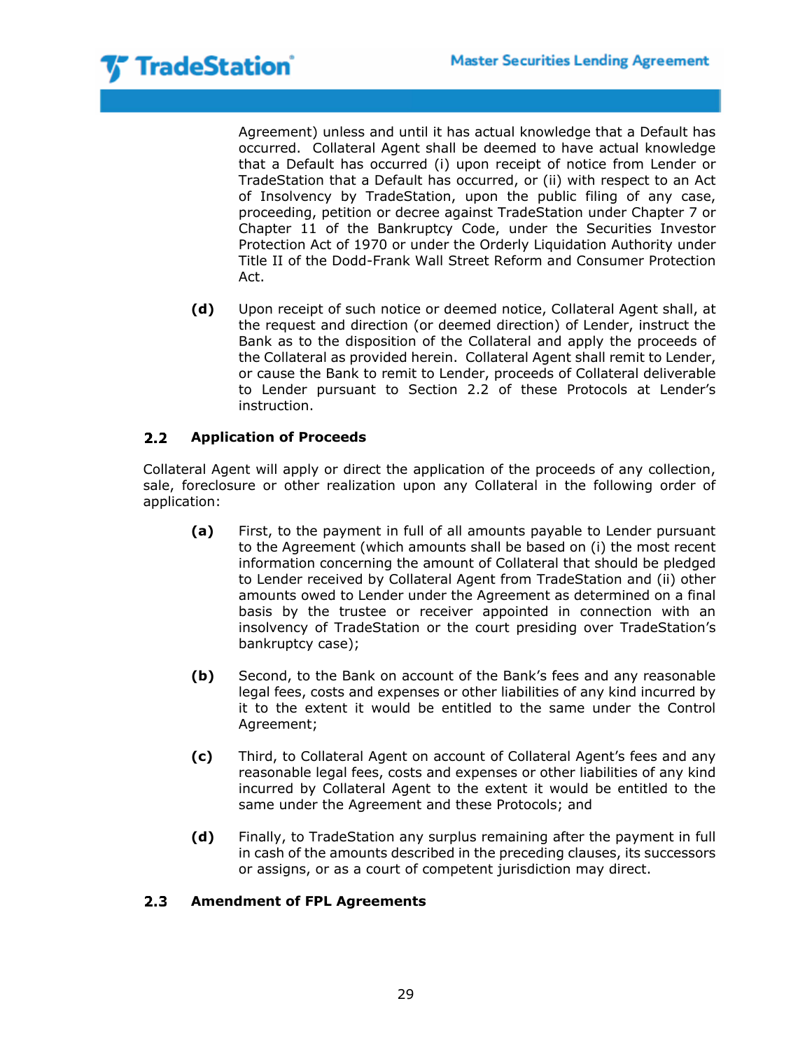Agreement) unless and until it has actual knowledge that a Default has occurred. Collateral Agent shall be deemed to have actual knowledge that a Default has occurred (i) upon receipt of notice from Lender or TradeStation that a Default has occurred, or (ii) with respect to an Act of Insolvency by TradeStation, upon the public filing of any case, proceeding, petition or decree against TradeStation under Chapter 7 or Chapter 11 of the Bankruptcy Code, under the Securities Investor Protection Act of 1970 or under the Orderly Liquidation Authority under Title II of the Dodd-Frank Wall Street Reform and Consumer Protection Act.

**(d)** Upon receipt of such notice or deemed notice, Collateral Agent shall, at the request and direction (or deemed direction) of Lender, instruct the Bank as to the disposition of the Collateral and apply the proceeds of the Collateral as provided herein. Collateral Agent shall remit to Lender, or cause the Bank to remit to Lender, proceeds of Collateral deliverable to Lender pursuant to Section 2.2 of these Protocols at Lender's instruction.

### 2.2 Application of Proceeds

Collateral Agent will apply or direct the application of the proceeds of any collection, sale, foreclosure or other realization upon any Collateral in the following order of application:

**(a)** First, to the payment in full of all amounts payable to Lender pursuant to the Agreement (which amounts shall be based on (i) the most recent information concerning the amount of Collateral that should be pledged to Lender received by Collateral Agent from TradeStation and (ii) other amounts owed to Lender under the Agreement as determined on a final basis by the trustee or receiver appointed in connection with an insolvency of TradeStation or the court presiding over TradeStation's bankruptcy case);

**(b)** Second, to the Bank on account of the Bank's fees and any reasonable legal fees, costs and expenses or other liabilities of any kind incurred by it to the extent it would be entitled to the same under the Control Agreement;

**(c)** Third, to Collateral Agent on account of Collateral Agent's fees and any reasonable legal fees, costs and expenses or other liabilities of any kind incurred by Collateral Agent to the extent it would be entitled to the same under the Agreement and these Protocols; and

**(d)** Finally, to TradeStation any surplus remaining after the payment in full in cash of the amounts described in the preceding clauses, its successors or assigns, or as a court of competent jurisdiction may direct.

### 2.3 Amendment of FPL Agreements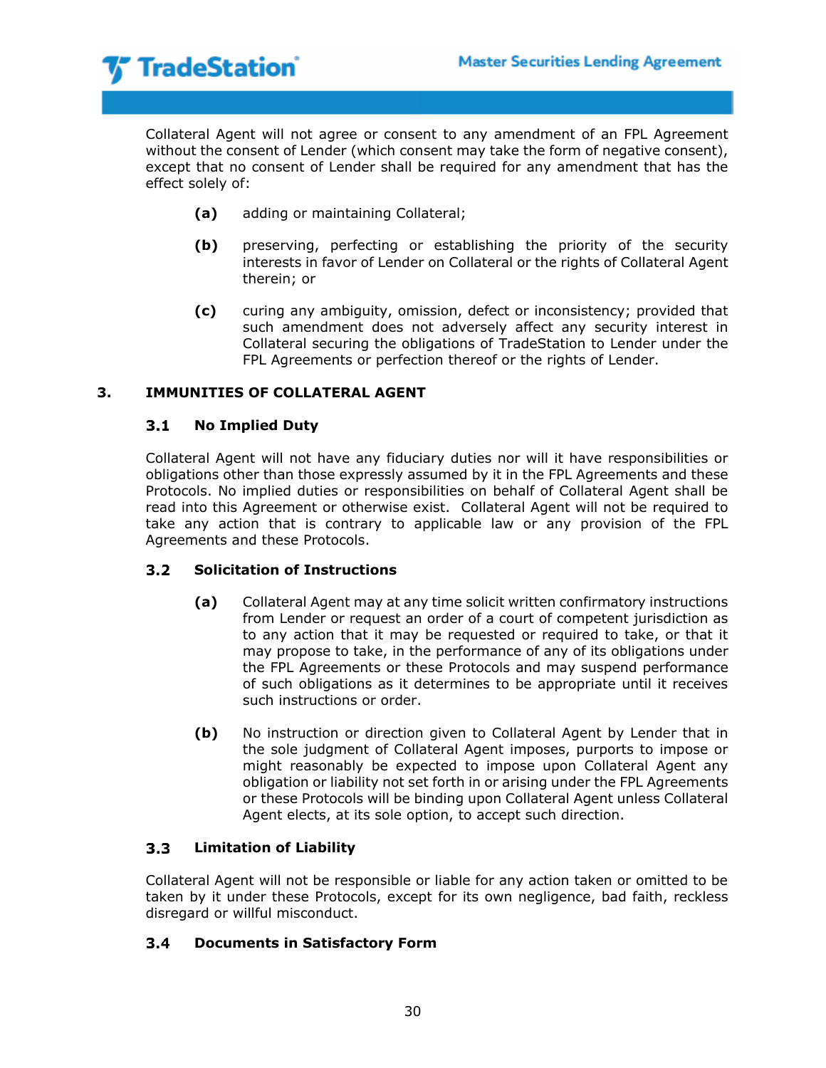Collateral Agent will not agree or consent to any amendment of an FPL Agreement without the consent of Lender (which consent may take the form of negative consent), except that no consent of Lender shall be required for any amendment that has the effect solely of:

**(a)** adding or maintaining Collateral;

**(b)** preserving, perfecting or establishing the priority of the security interests in favor of Lender on Collateral or the rights of Collateral Agent therein; or

**(c)** curing any ambiguity, omission, defect or inconsistency; provided that such amendment does not adversely affect any security interest in Collateral securing the obligations of TradeStation to Lender under the FPL Agreements or perfection thereof or the rights of Lender.

## 3. IMMUNITIES OF COLLATERAL AGENT

### 3.1 No Implied Duty

Collateral Agent will not have any fiduciary duties nor will it have responsibilities or obligations other than those expressly assumed by it in the FPL Agreements and these Protocols. No implied duties or responsibilities on behalf of Collateral Agent shall be read into this Agreement or otherwise exist. Collateral Agent will not be required to take any action that is contrary to applicable law or any provision of the FPL Agreements and these Protocols.

### 3.2 Solicitation of Instructions

**(a)** Collateral Agent may at any time solicit written confirmatory instructions from Lender or request an order of a court of competent jurisdiction as to any action that it may be requested or required to take, or that it may propose to take, in the performance of any of its obligations under the FPL Agreements or these Protocols and may suspend performance of such obligations as it determines to be appropriate until it receives such instructions or order.

**(b)** No instruction or direction given to Collateral Agent by Lender that in the sole judgment of Collateral Agent imposes, purports to impose or might reasonably be expected to impose upon Collateral Agent any obligation or liability not set forth in or arising under the FPL Agreements or these Protocols will be binding upon Collateral Agent unless Collateral Agent elects, at its sole option, to accept such direction.

### 3.3 Limitation of Liability

Collateral Agent will not be responsible or liable for any action taken or omitted to be taken by it under these Protocols, except for its own negligence, bad faith, reckless disregard or willful misconduct.

### 3.4 Documents in Satisfactory Form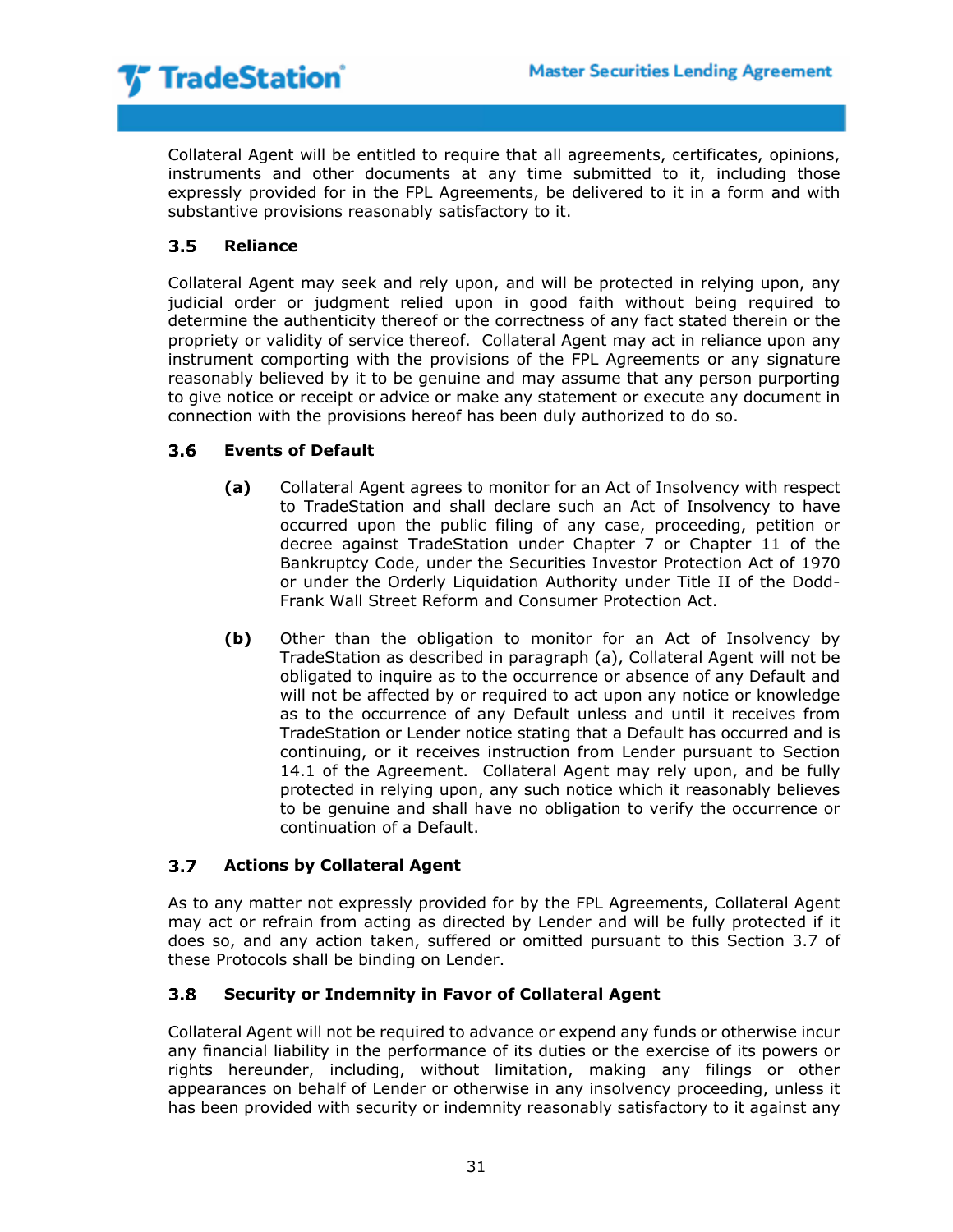Collateral Agent will be entitled to require that all agreements, certificates, opinions, instruments and other documents at any time submitted to it, including those expressly provided for in the FPL Agreements, be delivered to it in a form and with substantive provisions reasonably satisfactory to it.

### 3.5 Reliance

Collateral Agent may seek and rely upon, and will be protected in relying upon, any judicial order or judgment relied upon in good faith without being required to determine the authenticity thereof or the correctness of any fact stated therein or the propriety or validity of service thereof. Collateral Agent may act in reliance upon any instrument comporting with the provisions of the FPL Agreements or any signature reasonably believed by it to be genuine and may assume that any person purporting to give notice or receipt or advice or make any statement or execute any document in connection with the provisions hereof has been duly authorized to do so.

### 3.6 Events of Default

**(a)** Collateral Agent agrees to monitor for an Act of Insolvency with respect to TradeStation and shall declare such an Act of Insolvency to have occurred upon the public filing of any case, proceeding, petition or decree against TradeStation under Chapter 7 or Chapter 11 of the Bankruptcy Code, under the Securities Investor Protection Act of 1970 or under the Orderly Liquidation Authority under Title II of the Dodd-Frank Wall Street Reform and Consumer Protection Act.

**(b)** Other than the obligation to monitor for an Act of Insolvency by TradeStation as described in paragraph (a), Collateral Agent will not be obligated to inquire as to the occurrence or absence of any Default and will not be affected by or required to act upon any notice or knowledge as to the occurrence of any Default unless and until it receives from TradeStation or Lender notice stating that a Default has occurred and is continuing, or it receives instruction from Lender pursuant to Section 14.1 of the Agreement. Collateral Agent may rely upon, and be fully protected in relying upon, any such notice which it reasonably believes to be genuine and shall have no obligation to verify the occurrence or continuation of a Default.

### 3.7 Actions by Collateral Agent

As to any matter not expressly provided for by the FPL Agreements, Collateral Agent may act or refrain from acting as directed by Lender and will be fully protected if it does so, and any action taken, suffered or omitted pursuant to this Section 3.7 of these Protocols shall be binding on Lender.

### 3.8 Security or Indemnity in Favor of Collateral Agent

Collateral Agent will not be required to advance or expend any funds or otherwise incur any financial liability in the performance of its duties or the exercise of its powers or rights hereunder, including, without limitation, making any filings or other appearances on behalf of Lender or otherwise in any insolvency proceeding, unless it has been provided with security or indemnity reasonably satisfactory to it against any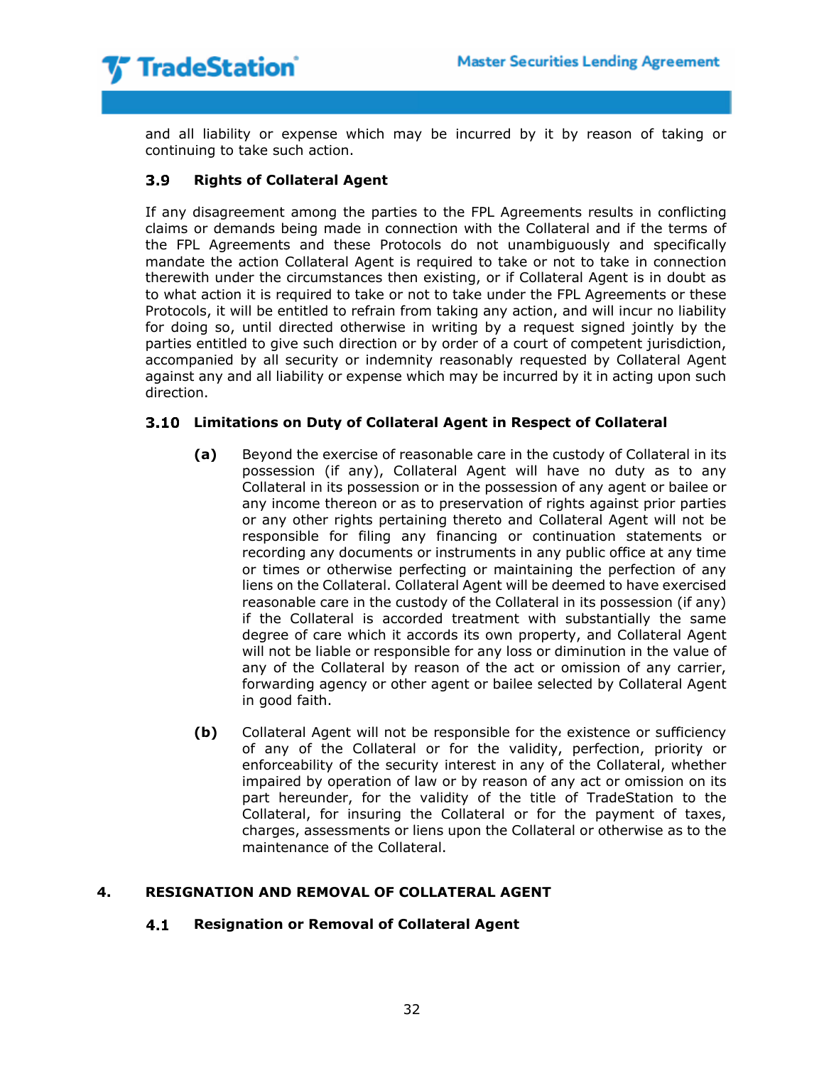and all liability or expense which may be incurred by it by reason of taking or continuing to take such action.

### 3.9 Rights of Collateral Agent

If any disagreement among the parties to the FPL Agreements results in conflicting claims or demands being made in connection with the Collateral and if the terms of the FPL Agreements and these Protocols do not unambiguously and specifically mandate the action Collateral Agent is required to take or not to take in connection therewith under the circumstances then existing, or if Collateral Agent is in doubt as to what action it is required to take or not to take under the FPL Agreements or these Protocols, it will be entitled to refrain from taking any action, and will incur no liability for doing so, until directed otherwise in writing by a request signed jointly by the parties entitled to give such direction or by order of a court of competent jurisdiction, accompanied by all security or indemnity reasonably requested by Collateral Agent against any and all liability or expense which may be incurred by it in acting upon such direction.

### 3.10 Limitations on Duty of Collateral Agent in Respect of Collateral

**(a)** Beyond the exercise of reasonable care in the custody of Collateral in its possession (if any), Collateral Agent will have no duty as to any Collateral in its possession or in the possession of any agent or bailee or any income thereon or as to preservation of rights against prior parties or any other rights pertaining thereto and Collateral Agent will not be responsible for filing any financing or continuation statements or recording any documents or instruments in any public office at any time or times or otherwise perfecting or maintaining the perfection of any liens on the Collateral. Collateral Agent will be deemed to have exercised reasonable care in the custody of the Collateral in its possession (if any) if the Collateral is accorded treatment with substantially the same degree of care which it accords its own property, and Collateral Agent will not be liable or responsible for any loss or diminution in the value of any of the Collateral by reason of the act or omission of any carrier, forwarding agency or other agent or bailee selected by Collateral Agent in good faith.

**(b)** Collateral Agent will not be responsible for the existence or sufficiency of any of the Collateral or for the validity, perfection, priority or enforceability of the security interest in any of the Collateral, whether impaired by operation of law or by reason of any act or omission on its part hereunder, for the validity of the title of TradeStation to the Collateral, for insuring the Collateral or for the payment of taxes, charges, assessments or liens upon the Collateral or otherwise as to the maintenance of the Collateral.

## 4. RESIGNATION AND REMOVAL OF COLLATERAL AGENT

### 4.1 Resignation or Removal of Collateral Agent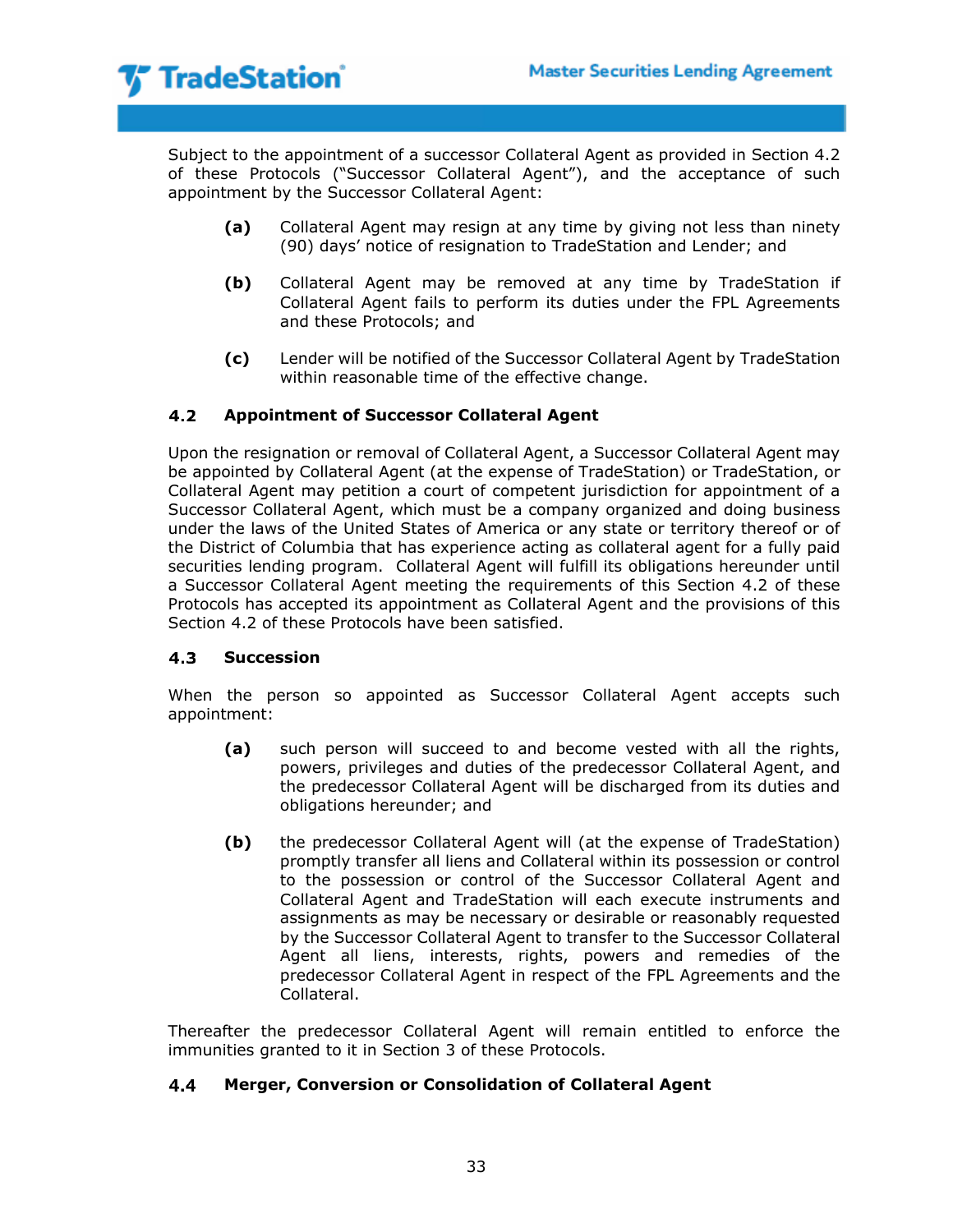Subject to the appointment of a successor Collateral Agent as provided in Section 4.2 of these Protocols ("Successor Collateral Agent"), and the acceptance of such appointment by the Successor Collateral Agent:

**(a)** Collateral Agent may resign at any time by giving not less than ninety (90) days' notice of resignation to TradeStation and Lender; and

**(b)** Collateral Agent may be removed at any time by TradeStation if Collateral Agent fails to perform its duties under the FPL Agreements and these Protocols; and

**(c)** Lender will be notified of the Successor Collateral Agent by TradeStation within reasonable time of the effective change.

### 4.2 Appointment of Successor Collateral Agent

Upon the resignation or removal of Collateral Agent, a Successor Collateral Agent may be appointed by Collateral Agent (at the expense of TradeStation) or TradeStation, or Collateral Agent may petition a court of competent jurisdiction for appointment of a Successor Collateral Agent, which must be a company organized and doing business under the laws of the United States of America or any state or territory thereof or of the District of Columbia that has experience acting as collateral agent for a fully paid securities lending program. Collateral Agent will fulfill its obligations hereunder until a Successor Collateral Agent meeting the requirements of this Section 4.2 of these Protocols has accepted its appointment as Collateral Agent and the provisions of this Section 4.2 of these Protocols have been satisfied.

### 4.3 Succession

When the person so appointed as Successor Collateral Agent accepts such appointment:

**(a)** such person will succeed to and become vested with all the rights, powers, privileges and duties of the predecessor Collateral Agent, and the predecessor Collateral Agent will be discharged from its duties and obligations hereunder; and

**(b)** the predecessor Collateral Agent will (at the expense of TradeStation) promptly transfer all liens and Collateral within its possession or control to the possession or control of the Successor Collateral Agent and Collateral Agent and TradeStation will each execute instruments and assignments as may be necessary or desirable or reasonably requested by the Successor Collateral Agent to transfer to the Successor Collateral Agent all liens, interests, rights, powers and remedies of the predecessor Collateral Agent in respect of the FPL Agreements and the Collateral.

Thereafter the predecessor Collateral Agent will remain entitled to enforce the immunities granted to it in Section 3 of these Protocols.

### 4.4 Merger, Conversion or Consolidation of Collateral Agent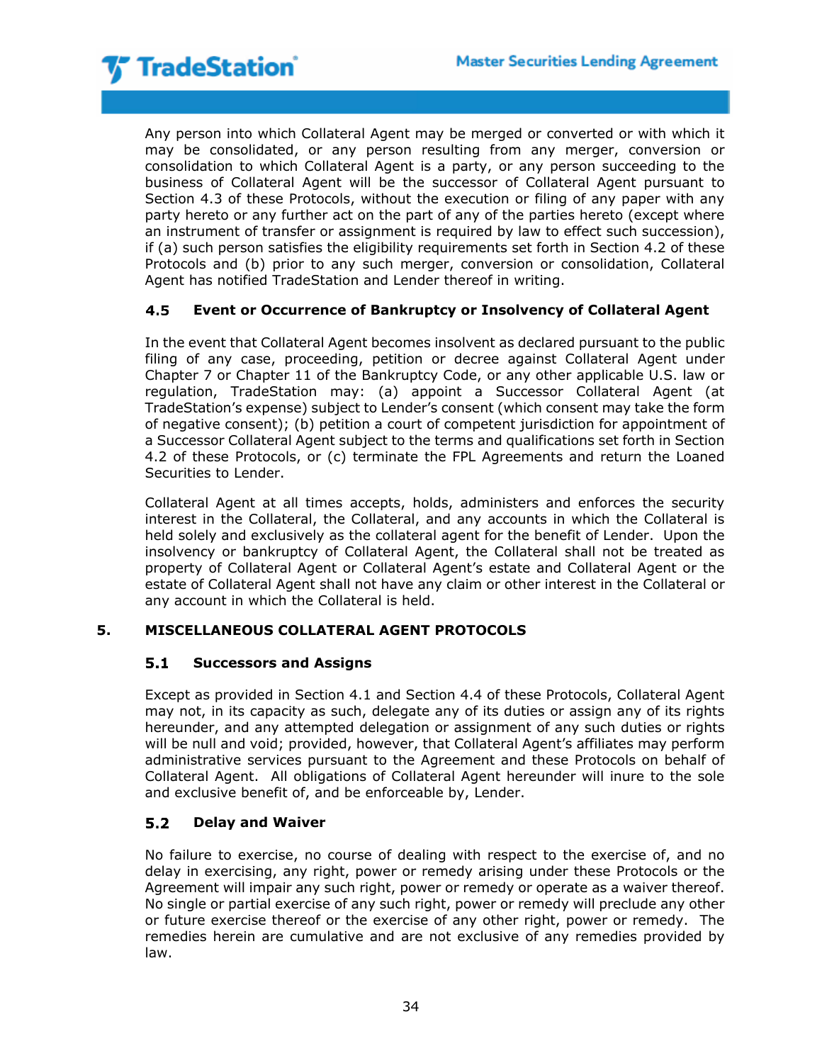Any person into which Collateral Agent may be merged or converted or with which it may be consolidated, or any person resulting from any merger, conversion or consolidation to which Collateral Agent is a party, or any person succeeding to the business of Collateral Agent will be the successor of Collateral Agent pursuant to Section 4.3 of these Protocols, without the execution or filing of any paper with any party hereto or any further act on the part of any of the parties hereto (except where an instrument of transfer or assignment is required by law to effect such succession), if (a) such person satisfies the eligibility requirements set forth in Section 4.2 of these Protocols and (b) prior to any such merger, conversion or consolidation, Collateral Agent has notified TradeStation and Lender thereof in writing.

### 4.5 Event or Occurrence of Bankruptcy or Insolvency of Collateral Agent

In the event that Collateral Agent becomes insolvent as declared pursuant to the public filing of any case, proceeding, petition or decree against Collateral Agent under Chapter 7 or Chapter 11 of the Bankruptcy Code, or any other applicable U.S. law or regulation, TradeStation may: (a) appoint a Successor Collateral Agent (at TradeStation's expense) subject to Lender's consent (which consent may take the form of negative consent); (b) petition a court of competent jurisdiction for appointment of a Successor Collateral Agent subject to the terms and qualifications set forth in Section 4.2 of these Protocols, or (c) terminate the FPL Agreements and return the Loaned Securities to Lender.

Collateral Agent at all times accepts, holds, administers and enforces the security interest in the Collateral, the Collateral, and any accounts in which the Collateral is held solely and exclusively as the collateral agent for the benefit of Lender. Upon the insolvency or bankruptcy of Collateral Agent, the Collateral shall not be treated as property of Collateral Agent or Collateral Agent's estate and Collateral Agent or the estate of Collateral Agent shall not have any claim or other interest in the Collateral or any account in which the Collateral is held.

## 5. MISCELLANEOUS COLLATERAL AGENT PROTOCOLS

### 5.1 Successors and Assigns

Except as provided in Section 4.1 and Section 4.4 of these Protocols, Collateral Agent may not, in its capacity as such, delegate any of its duties or assign any of its rights hereunder, and any attempted delegation or assignment of any such duties or rights will be null and void; provided, however, that Collateral Agent's affiliates may perform administrative services pursuant to the Agreement and these Protocols on behalf of Collateral Agent. All obligations of Collateral Agent hereunder will inure to the sole and exclusive benefit of, and be enforceable by, Lender.

### 5.2 Delay and Waiver

No failure to exercise, no course of dealing with respect to the exercise of, and no delay in exercising, any right, power or remedy arising under these Protocols or the Agreement will impair any such right, power or remedy or operate as a waiver thereof. No single or partial exercise of any such right, power or remedy will preclude any other or future exercise thereof or the exercise of any other right, power or remedy. The remedies herein are cumulative and are not exclusive of any remedies provided by law.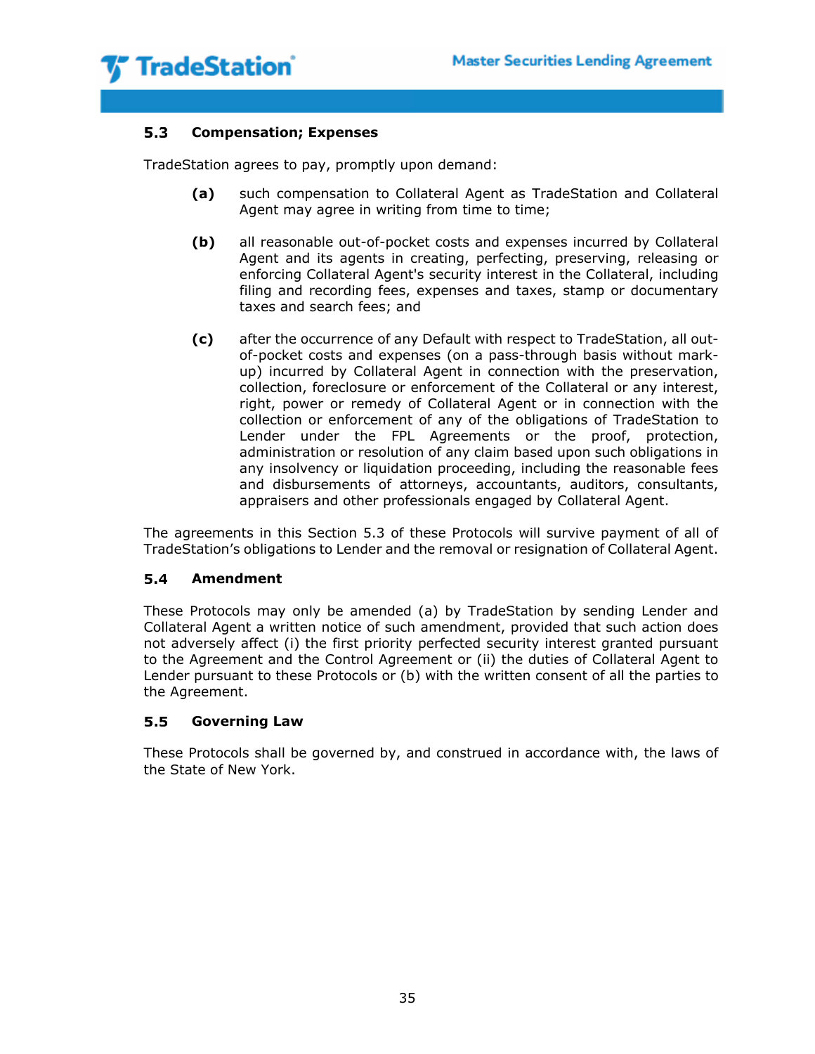### 5.3 Compensation; Expenses

TradeStation agrees to pay, promptly upon demand:

**(a)** such compensation to Collateral Agent as TradeStation and Collateral Agent may agree in writing from time to time;

**(b)** all reasonable out-of-pocket costs and expenses incurred by Collateral Agent and its agents in creating, perfecting, preserving, releasing or enforcing Collateral Agent's security interest in the Collateral, including filing and recording fees, expenses and taxes, stamp or documentary taxes and search fees; and

**(c)** after the occurrence of any Default with respect to TradeStation, all out-of-pocket costs and expenses (on a pass-through basis without mark-up) incurred by Collateral Agent in connection with the preservation, collection, foreclosure or enforcement of the Collateral or any interest, right, power or remedy of Collateral Agent or in connection with the collection or enforcement of any of the obligations of TradeStation to Lender under the FPL Agreements or the proof, protection, administration or resolution of any claim based upon such obligations in any insolvency or liquidation proceeding, including the reasonable fees and disbursements of attorneys, accountants, auditors, consultants, appraisers and other professionals engaged by Collateral Agent.

The agreements in this Section 5.3 of these Protocols will survive payment of all of TradeStation's obligations to Lender and the removal or resignation of Collateral Agent.

### 5.4 Amendment

These Protocols may only be amended (a) by TradeStation by sending Lender and Collateral Agent a written notice of such amendment, provided that such action does not adversely affect (i) the first priority perfected security interest granted pursuant to the Agreement and the Control Agreement or (ii) the duties of Collateral Agent to Lender pursuant to these Protocols or (b) with the written consent of all the parties to the Agreement.

### 5.5 Governing Law

These Protocols shall be governed by, and construed in accordance with, the laws of the State of New York.